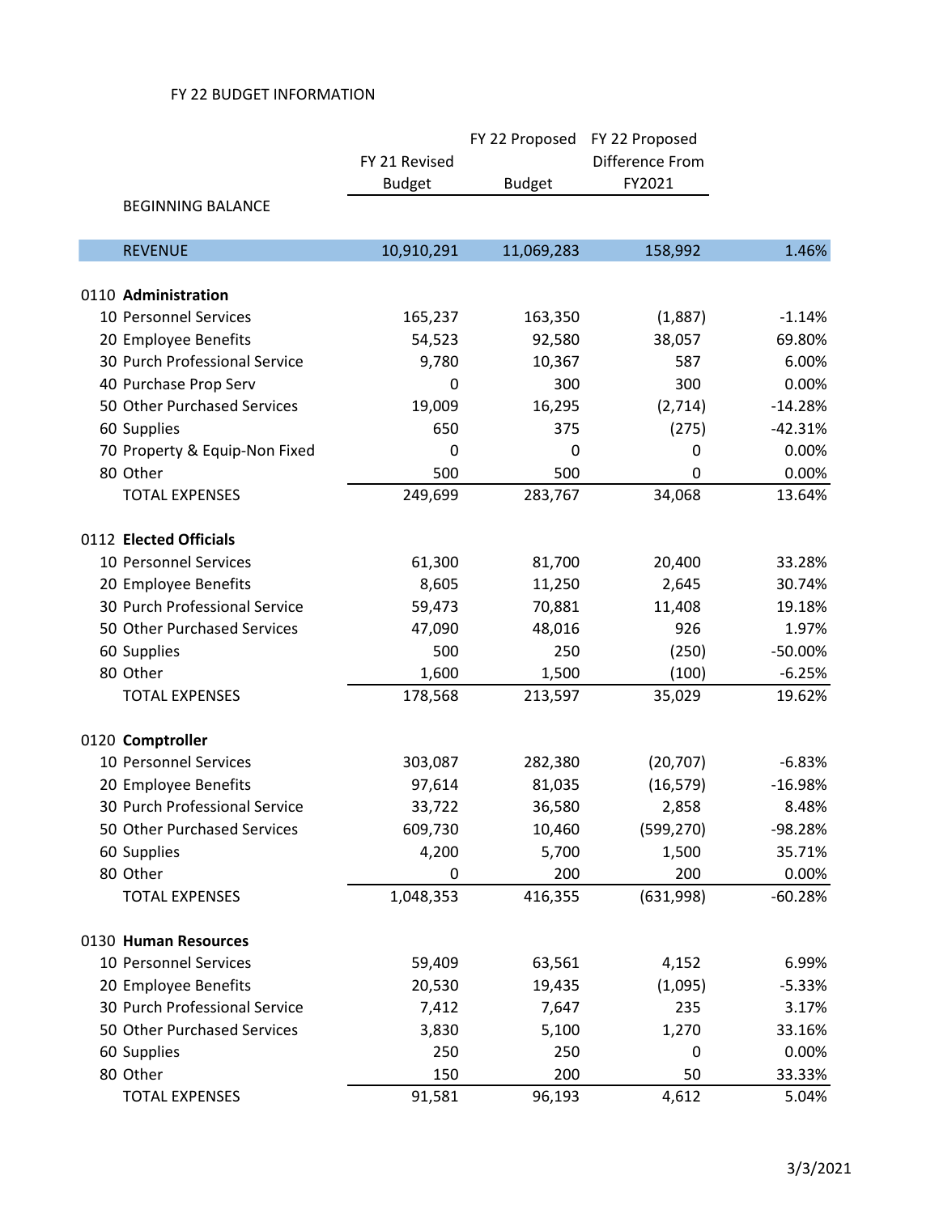FY 22 BUDGET INFORMATION

| | FY 21 Revised Budget | FY 22 Proposed Budget | FY 22 Proposed Difference From FY2021 | |
|---|---|---|---|---|
| BEGINNING BALANCE | | | | |
| REVENUE | 10,910,291 | 11,069,283 | 158,992 | 1.46% |
| **0110 Administration** | | | | |
| 10 Personnel Services | 165,237 | 163,350 | (1,887) | -1.14% |
| 20 Employee Benefits | 54,523 | 92,580 | 38,057 | 69.80% |
| 30 Purch Professional Service | 9,780 | 10,367 | 587 | 6.00% |
| 40 Purchase Prop Serv | 0 | 300 | 300 | 0.00% |
| 50 Other Purchased Services | 19,009 | 16,295 | (2,714) | -14.28% |
| 60 Supplies | 650 | 375 | (275) | -42.31% |
| 70 Property & Equip-Non Fixed | 0 | 0 | 0 | 0.00% |
| 80 Other | 500 | 500 | 0 | 0.00% |
| TOTAL EXPENSES | 249,699 | 283,767 | 34,068 | 13.64% |
| **0112 Elected Officials** | | | | |
| 10 Personnel Services | 61,300 | 81,700 | 20,400 | 33.28% |
| 20 Employee Benefits | 8,605 | 11,250 | 2,645 | 30.74% |
| 30 Purch Professional Service | 59,473 | 70,881 | 11,408 | 19.18% |
| 50 Other Purchased Services | 47,090 | 48,016 | 926 | 1.97% |
| 60 Supplies | 500 | 250 | (250) | -50.00% |
| 80 Other | 1,600 | 1,500 | (100) | -6.25% |
| TOTAL EXPENSES | 178,568 | 213,597 | 35,029 | 19.62% |
| **0120 Comptroller** | | | | |
| 10 Personnel Services | 303,087 | 282,380 | (20,707) | -6.83% |
| 20 Employee Benefits | 97,614 | 81,035 | (16,579) | -16.98% |
| 30 Purch Professional Service | 33,722 | 36,580 | 2,858 | 8.48% |
| 50 Other Purchased Services | 609,730 | 10,460 | (599,270) | -98.28% |
| 60 Supplies | 4,200 | 5,700 | 1,500 | 35.71% |
| 80 Other | 0 | 200 | 200 | 0.00% |
| TOTAL EXPENSES | 1,048,353 | 416,355 | (631,998) | -60.28% |
| **0130 Human Resources** | | | | |
| 10 Personnel Services | 59,409 | 63,561 | 4,152 | 6.99% |
| 20 Employee Benefits | 20,530 | 19,435 | (1,095) | -5.33% |
| 30 Purch Professional Service | 7,412 | 7,647 | 235 | 3.17% |
| 50 Other Purchased Services | 3,830 | 5,100 | 1,270 | 33.16% |
| 60 Supplies | 250 | 250 | 0 | 0.00% |
| 80 Other | 150 | 200 | 50 | 33.33% |
| TOTAL EXPENSES | 91,581 | 96,193 | 4,612 | 5.04% |

3/3/2021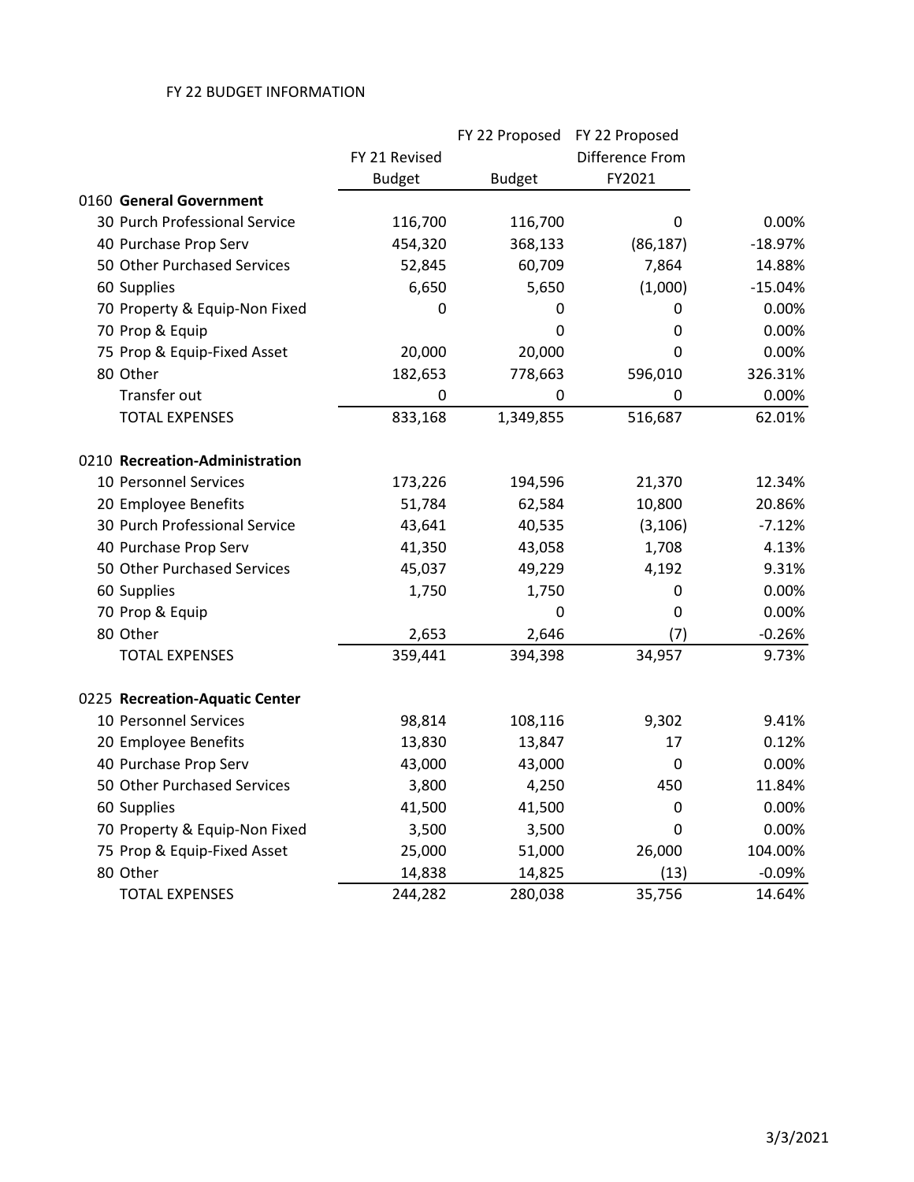FY 22 BUDGET INFORMATION

| | FY 21 Revised Budget | FY 22 Proposed Budget | FY 22 Proposed Difference From FY2021 | |
|---|---|---|---|---|
| 0160 **General Government** | | | | |
| 30 Purch Professional Service | 116,700 | 116,700 | 0 | 0.00% |
| 40 Purchase Prop Serv | 454,320 | 368,133 | (86,187) | -18.97% |
| 50 Other Purchased Services | 52,845 | 60,709 | 7,864 | 14.88% |
| 60 Supplies | 6,650 | 5,650 | (1,000) | -15.04% |
| 70 Property & Equip-Non Fixed | 0 | 0 | 0 | 0.00% |
| 70 Prop & Equip | | 0 | 0 | 0.00% |
| 75 Prop & Equip-Fixed Asset | 20,000 | 20,000 | 0 | 0.00% |
| 80 Other | 182,653 | 778,663 | 596,010 | 326.31% |
| Transfer out | 0 | 0 | 0 | 0.00% |
| TOTAL EXPENSES | 833,168 | 1,349,855 | 516,687 | 62.01% |
| | | | | |
| 0210 **Recreation-Administration** | | | | |
| 10 Personnel Services | 173,226 | 194,596 | 21,370 | 12.34% |
| 20 Employee Benefits | 51,784 | 62,584 | 10,800 | 20.86% |
| 30 Purch Professional Service | 43,641 | 40,535 | (3,106) | -7.12% |
| 40 Purchase Prop Serv | 41,350 | 43,058 | 1,708 | 4.13% |
| 50 Other Purchased Services | 45,037 | 49,229 | 4,192 | 9.31% |
| 60 Supplies | 1,750 | 1,750 | 0 | 0.00% |
| 70 Prop & Equip | | 0 | 0 | 0.00% |
| 80 Other | 2,653 | 2,646 | (7) | -0.26% |
| TOTAL EXPENSES | 359,441 | 394,398 | 34,957 | 9.73% |
| | | | | |
| 0225 **Recreation-Aquatic Center** | | | | |
| 10 Personnel Services | 98,814 | 108,116 | 9,302 | 9.41% |
| 20 Employee Benefits | 13,830 | 13,847 | 17 | 0.12% |
| 40 Purchase Prop Serv | 43,000 | 43,000 | 0 | 0.00% |
| 50 Other Purchased Services | 3,800 | 4,250 | 450 | 11.84% |
| 60 Supplies | 41,500 | 41,500 | 0 | 0.00% |
| 70 Property & Equip-Non Fixed | 3,500 | 3,500 | 0 | 0.00% |
| 75 Prop & Equip-Fixed Asset | 25,000 | 51,000 | 26,000 | 104.00% |
| 80 Other | 14,838 | 14,825 | (13) | -0.09% |
| TOTAL EXPENSES | 244,282 | 280,038 | 35,756 | 14.64% |

3/3/2021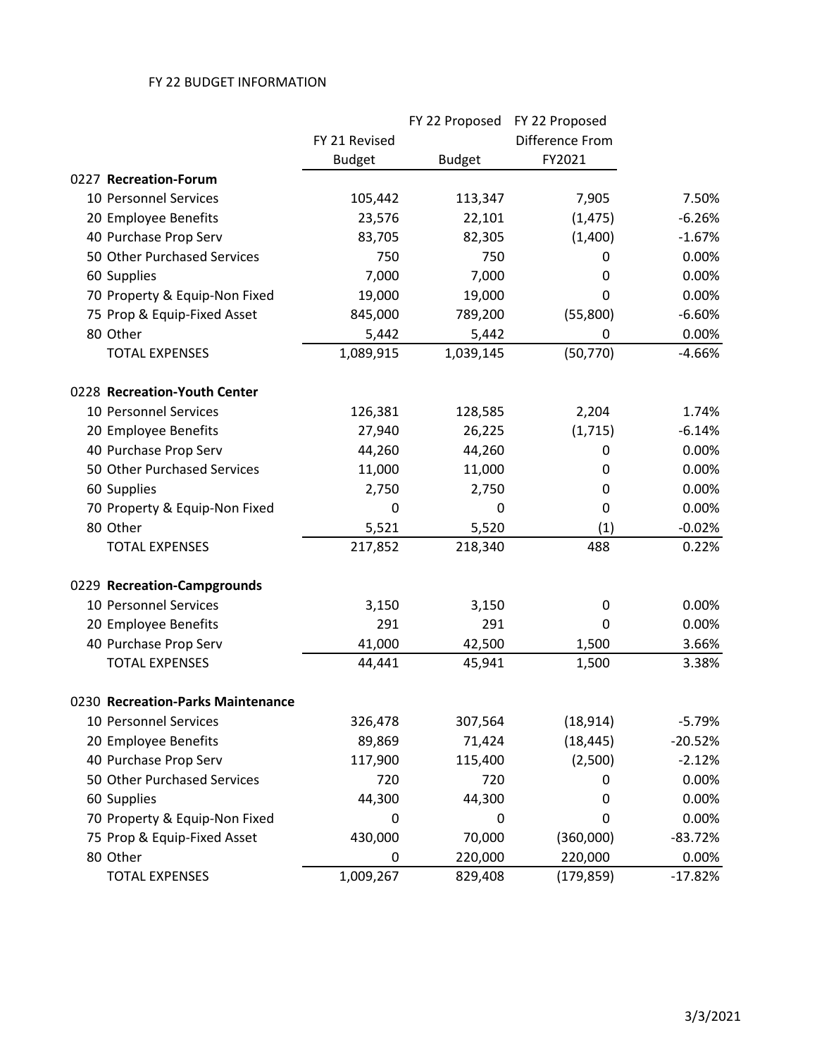FY 22 BUDGET INFORMATION

| | FY 21 Revised Budget | FY 22 Proposed Budget | FY 22 Proposed Difference From FY2021 | |
|---|---|---|---|---|
| 0227 **Recreation-Forum** | | | | |
| 10 Personnel Services | 105,442 | 113,347 | 7,905 | 7.50% |
| 20 Employee Benefits | 23,576 | 22,101 | (1,475) | -6.26% |
| 40 Purchase Prop Serv | 83,705 | 82,305 | (1,400) | -1.67% |
| 50 Other Purchased Services | 750 | 750 | 0 | 0.00% |
| 60 Supplies | 7,000 | 7,000 | 0 | 0.00% |
| 70 Property & Equip-Non Fixed | 19,000 | 19,000 | 0 | 0.00% |
| 75 Prop & Equip-Fixed Asset | 845,000 | 789,200 | (55,800) | -6.60% |
| 80 Other | 5,442 | 5,442 | 0 | 0.00% |
| TOTAL EXPENSES | 1,089,915 | 1,039,145 | (50,770) | -4.66% |
| | | | | |
| 0228 **Recreation-Youth Center** | | | | |
| 10 Personnel Services | 126,381 | 128,585 | 2,204 | 1.74% |
| 20 Employee Benefits | 27,940 | 26,225 | (1,715) | -6.14% |
| 40 Purchase Prop Serv | 44,260 | 44,260 | 0 | 0.00% |
| 50 Other Purchased Services | 11,000 | 11,000 | 0 | 0.00% |
| 60 Supplies | 2,750 | 2,750 | 0 | 0.00% |
| 70 Property & Equip-Non Fixed | 0 | 0 | 0 | 0.00% |
| 80 Other | 5,521 | 5,520 | (1) | -0.02% |
| TOTAL EXPENSES | 217,852 | 218,340 | 488 | 0.22% |
| | | | | |
| 0229 **Recreation-Campgrounds** | | | | |
| 10 Personnel Services | 3,150 | 3,150 | 0 | 0.00% |
| 20 Employee Benefits | 291 | 291 | 0 | 0.00% |
| 40 Purchase Prop Serv | 41,000 | 42,500 | 1,500 | 3.66% |
| TOTAL EXPENSES | 44,441 | 45,941 | 1,500 | 3.38% |
| | | | | |
| 0230 **Recreation-Parks Maintenance** | | | | |
| 10 Personnel Services | 326,478 | 307,564 | (18,914) | -5.79% |
| 20 Employee Benefits | 89,869 | 71,424 | (18,445) | -20.52% |
| 40 Purchase Prop Serv | 117,900 | 115,400 | (2,500) | -2.12% |
| 50 Other Purchased Services | 720 | 720 | 0 | 0.00% |
| 60 Supplies | 44,300 | 44,300 | 0 | 0.00% |
| 70 Property & Equip-Non Fixed | 0 | 0 | 0 | 0.00% |
| 75 Prop & Equip-Fixed Asset | 430,000 | 70,000 | (360,000) | -83.72% |
| 80 Other | 0 | 220,000 | 220,000 | 0.00% |
| TOTAL EXPENSES | 1,009,267 | 829,408 | (179,859) | -17.82% |

3/3/2021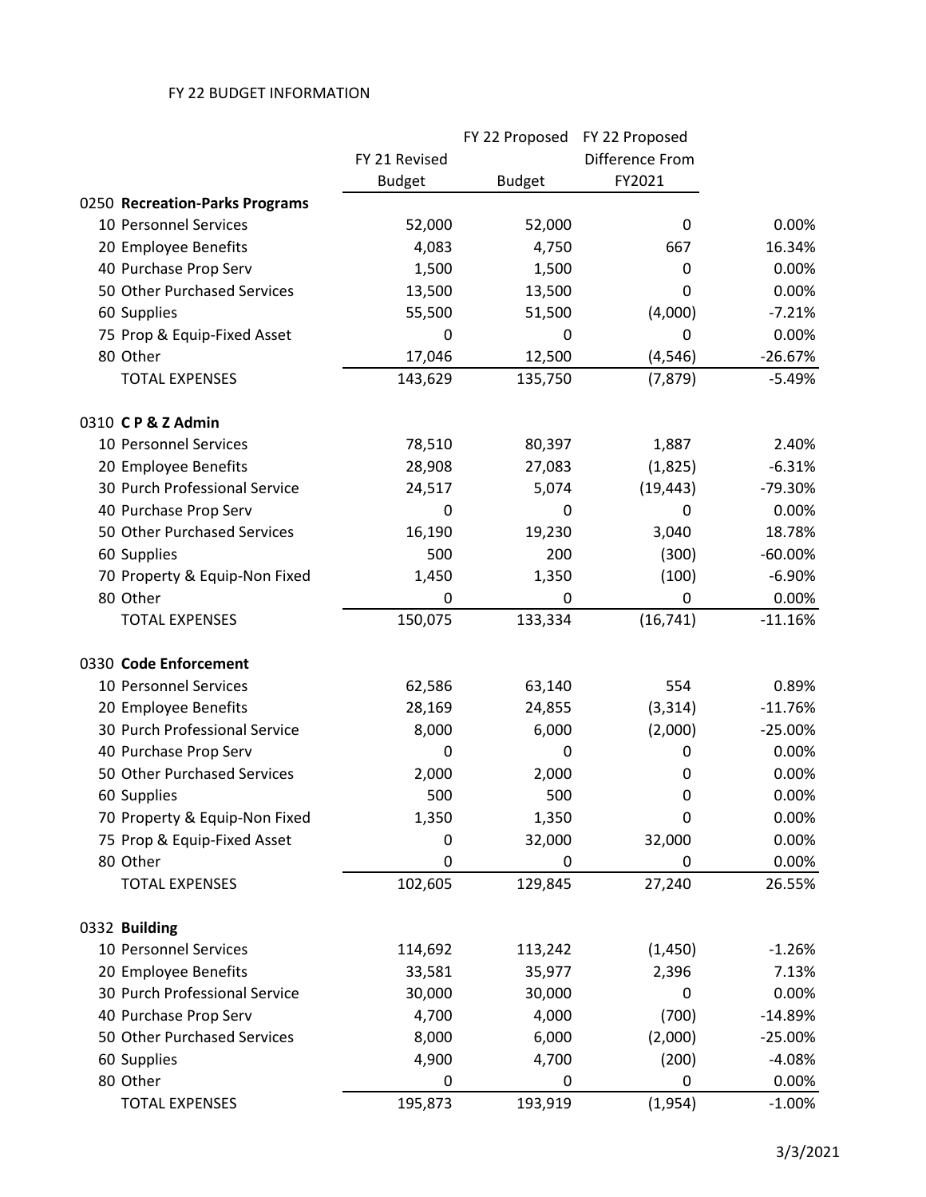FY 22 BUDGET INFORMATION

| | FY 21 Revised Budget | FY 22 Proposed Budget | FY 22 Proposed Difference From FY2021 | |
|---|---|---|---|---|
| 0250 **Recreation-Parks Programs** | | | | |
| 10 Personnel Services | 52,000 | 52,000 | 0 | 0.00% |
| 20 Employee Benefits | 4,083 | 4,750 | 667 | 16.34% |
| 40 Purchase Prop Serv | 1,500 | 1,500 | 0 | 0.00% |
| 50 Other Purchased Services | 13,500 | 13,500 | 0 | 0.00% |
| 60 Supplies | 55,500 | 51,500 | (4,000) | -7.21% |
| 75 Prop & Equip-Fixed Asset | 0 | 0 | 0 | 0.00% |
| 80 Other | 17,046 | 12,500 | (4,546) | -26.67% |
| TOTAL EXPENSES | 143,629 | 135,750 | (7,879) | -5.49% |
| | | | | |
| 0310 **C P & Z Admin** | | | | |
| 10 Personnel Services | 78,510 | 80,397 | 1,887 | 2.40% |
| 20 Employee Benefits | 28,908 | 27,083 | (1,825) | -6.31% |
| 30 Purch Professional Service | 24,517 | 5,074 | (19,443) | -79.30% |
| 40 Purchase Prop Serv | 0 | 0 | 0 | 0.00% |
| 50 Other Purchased Services | 16,190 | 19,230 | 3,040 | 18.78% |
| 60 Supplies | 500 | 200 | (300) | -60.00% |
| 70 Property & Equip-Non Fixed | 1,450 | 1,350 | (100) | -6.90% |
| 80 Other | 0 | 0 | 0 | 0.00% |
| TOTAL EXPENSES | 150,075 | 133,334 | (16,741) | -11.16% |
| | | | | |
| 0330 **Code Enforcement** | | | | |
| 10 Personnel Services | 62,586 | 63,140 | 554 | 0.89% |
| 20 Employee Benefits | 28,169 | 24,855 | (3,314) | -11.76% |
| 30 Purch Professional Service | 8,000 | 6,000 | (2,000) | -25.00% |
| 40 Purchase Prop Serv | 0 | 0 | 0 | 0.00% |
| 50 Other Purchased Services | 2,000 | 2,000 | 0 | 0.00% |
| 60 Supplies | 500 | 500 | 0 | 0.00% |
| 70 Property & Equip-Non Fixed | 1,350 | 1,350 | 0 | 0.00% |
| 75 Prop & Equip-Fixed Asset | 0 | 32,000 | 32,000 | 0.00% |
| 80 Other | 0 | 0 | 0 | 0.00% |
| TOTAL EXPENSES | 102,605 | 129,845 | 27,240 | 26.55% |
| | | | | |
| 0332 **Building** | | | | |
| 10 Personnel Services | 114,692 | 113,242 | (1,450) | -1.26% |
| 20 Employee Benefits | 33,581 | 35,977 | 2,396 | 7.13% |
| 30 Purch Professional Service | 30,000 | 30,000 | 0 | 0.00% |
| 40 Purchase Prop Serv | 4,700 | 4,000 | (700) | -14.89% |
| 50 Other Purchased Services | 8,000 | 6,000 | (2,000) | -25.00% |
| 60 Supplies | 4,900 | 4,700 | (200) | -4.08% |
| 80 Other | 0 | 0 | 0 | 0.00% |
| TOTAL EXPENSES | 195,873 | 193,919 | (1,954) | -1.00% |

3/3/2021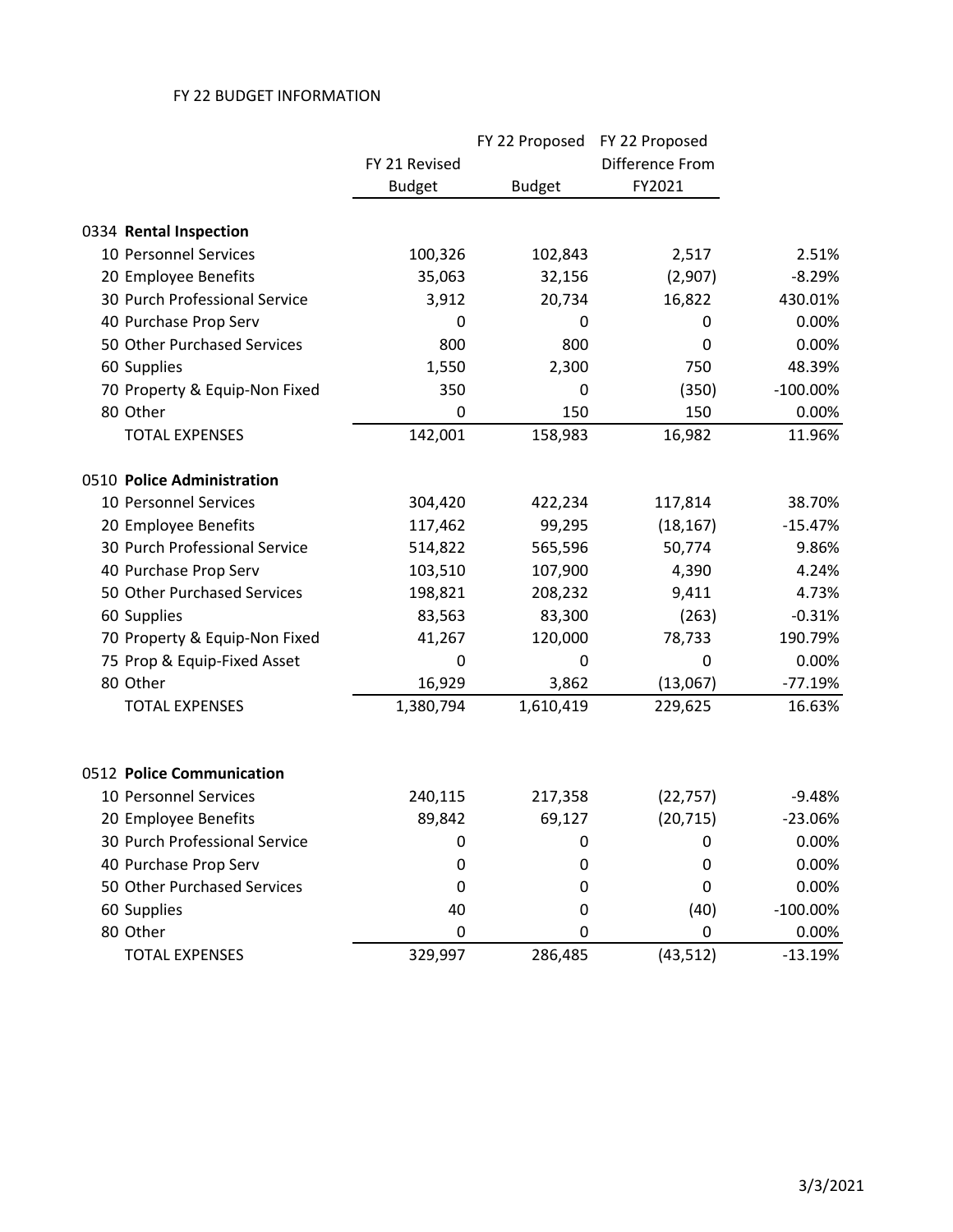FY 22 BUDGET INFORMATION

| | FY 21 Revised Budget | FY 22 Proposed Budget | FY 22 Proposed Difference From FY2021 | |
|---|---|---|---|---|
| 0334 **Rental Inspection** | | | | |
| 10 Personnel Services | 100,326 | 102,843 | 2,517 | 2.51% |
| 20 Employee Benefits | 35,063 | 32,156 | (2,907) | -8.29% |
| 30 Purch Professional Service | 3,912 | 20,734 | 16,822 | 430.01% |
| 40 Purchase Prop Serv | 0 | 0 | 0 | 0.00% |
| 50 Other Purchased Services | 800 | 800 | 0 | 0.00% |
| 60 Supplies | 1,550 | 2,300 | 750 | 48.39% |
| 70 Property & Equip-Non Fixed | 350 | 0 | (350) | -100.00% |
| 80 Other | 0 | 150 | 150 | 0.00% |
| TOTAL EXPENSES | 142,001 | 158,983 | 16,982 | 11.96% |
| 0510 **Police Administration** | | | | |
| 10 Personnel Services | 304,420 | 422,234 | 117,814 | 38.70% |
| 20 Employee Benefits | 117,462 | 99,295 | (18,167) | -15.47% |
| 30 Purch Professional Service | 514,822 | 565,596 | 50,774 | 9.86% |
| 40 Purchase Prop Serv | 103,510 | 107,900 | 4,390 | 4.24% |
| 50 Other Purchased Services | 198,821 | 208,232 | 9,411 | 4.73% |
| 60 Supplies | 83,563 | 83,300 | (263) | -0.31% |
| 70 Property & Equip-Non Fixed | 41,267 | 120,000 | 78,733 | 190.79% |
| 75 Prop & Equip-Fixed Asset | 0 | 0 | 0 | 0.00% |
| 80 Other | 16,929 | 3,862 | (13,067) | -77.19% |
| TOTAL EXPENSES | 1,380,794 | 1,610,419 | 229,625 | 16.63% |
| 0512 **Police Communication** | | | | |
| 10 Personnel Services | 240,115 | 217,358 | (22,757) | -9.48% |
| 20 Employee Benefits | 89,842 | 69,127 | (20,715) | -23.06% |
| 30 Purch Professional Service | 0 | 0 | 0 | 0.00% |
| 40 Purchase Prop Serv | 0 | 0 | 0 | 0.00% |
| 50 Other Purchased Services | 0 | 0 | 0 | 0.00% |
| 60 Supplies | 40 | 0 | (40) | -100.00% |
| 80 Other | 0 | 0 | 0 | 0.00% |
| TOTAL EXPENSES | 329,997 | 286,485 | (43,512) | -13.19% |

3/3/2021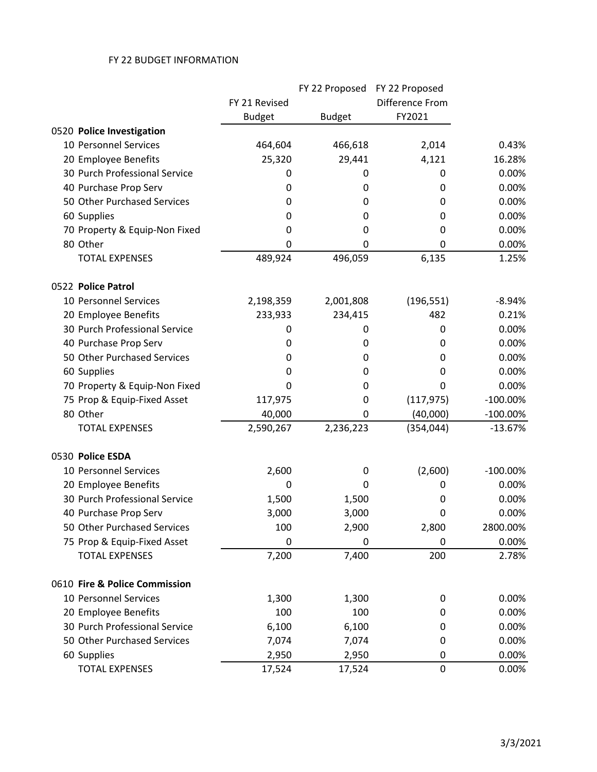FY 22 BUDGET INFORMATION

| | FY 21 Revised Budget | FY 22 Proposed Budget | FY 22 Proposed Difference From FY2021 | |
|---|---|---|---|---|
| 0520 **Police Investigation** | | | | |
| 10 Personnel Services | 464,604 | 466,618 | 2,014 | 0.43% |
| 20 Employee Benefits | 25,320 | 29,441 | 4,121 | 16.28% |
| 30 Purch Professional Service | 0 | 0 | 0 | 0.00% |
| 40 Purchase Prop Serv | 0 | 0 | 0 | 0.00% |
| 50 Other Purchased Services | 0 | 0 | 0 | 0.00% |
| 60 Supplies | 0 | 0 | 0 | 0.00% |
| 70 Property & Equip-Non Fixed | 0 | 0 | 0 | 0.00% |
| 80 Other | 0 | 0 | 0 | 0.00% |
| TOTAL EXPENSES | 489,924 | 496,059 | 6,135 | 1.25% |
| 0522 **Police Patrol** | | | | |
| 10 Personnel Services | 2,198,359 | 2,001,808 | (196,551) | -8.94% |
| 20 Employee Benefits | 233,933 | 234,415 | 482 | 0.21% |
| 30 Purch Professional Service | 0 | 0 | 0 | 0.00% |
| 40 Purchase Prop Serv | 0 | 0 | 0 | 0.00% |
| 50 Other Purchased Services | 0 | 0 | 0 | 0.00% |
| 60 Supplies | 0 | 0 | 0 | 0.00% |
| 70 Property & Equip-Non Fixed | 0 | 0 | 0 | 0.00% |
| 75 Prop & Equip-Fixed Asset | 117,975 | 0 | (117,975) | -100.00% |
| 80 Other | 40,000 | 0 | (40,000) | -100.00% |
| TOTAL EXPENSES | 2,590,267 | 2,236,223 | (354,044) | -13.67% |
| 0530 **Police ESDA** | | | | |
| 10 Personnel Services | 2,600 | 0 | (2,600) | -100.00% |
| 20 Employee Benefits | 0 | 0 | 0 | 0.00% |
| 30 Purch Professional Service | 1,500 | 1,500 | 0 | 0.00% |
| 40 Purchase Prop Serv | 3,000 | 3,000 | 0 | 0.00% |
| 50 Other Purchased Services | 100 | 2,900 | 2,800 | 2800.00% |
| 75 Prop & Equip-Fixed Asset | 0 | 0 | 0 | 0.00% |
| TOTAL EXPENSES | 7,200 | 7,400 | 200 | 2.78% |
| 0610 **Fire & Police Commission** | | | | |
| 10 Personnel Services | 1,300 | 1,300 | 0 | 0.00% |
| 20 Employee Benefits | 100 | 100 | 0 | 0.00% |
| 30 Purch Professional Service | 6,100 | 6,100 | 0 | 0.00% |
| 50 Other Purchased Services | 7,074 | 7,074 | 0 | 0.00% |
| 60 Supplies | 2,950 | 2,950 | 0 | 0.00% |
| TOTAL EXPENSES | 17,524 | 17,524 | 0 | 0.00% |

3/3/2021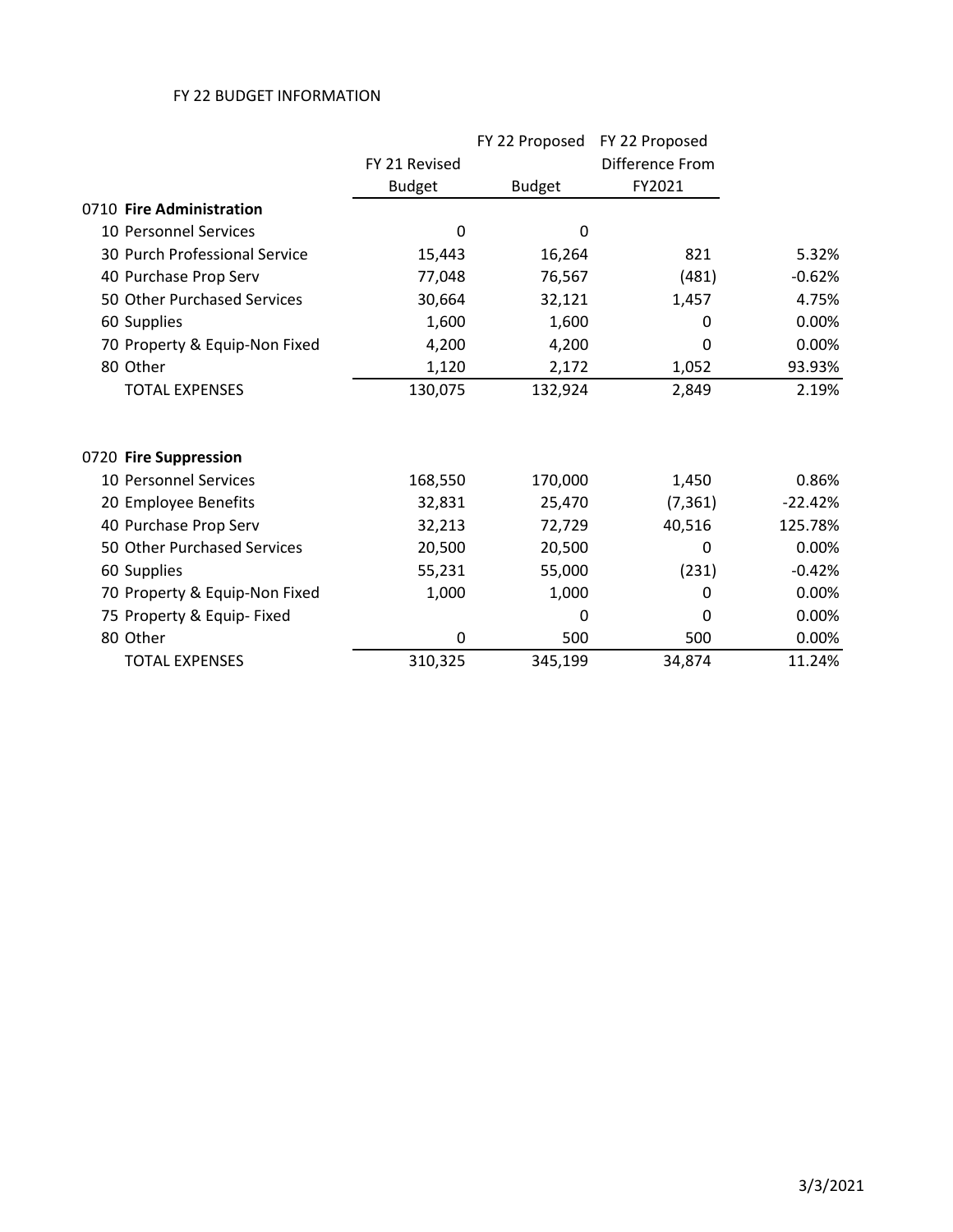FY 22 BUDGET INFORMATION

| | FY 21 Revised Budget | FY 22 Proposed Budget | FY 22 Proposed Difference From FY2021 | |
|---|---|---|---|---|
| 0710 **Fire Administration** | | | | |
| 10 Personnel Services | 0 | 0 | | |
| 30 Purch Professional Service | 15,443 | 16,264 | 821 | 5.32% |
| 40 Purchase Prop Serv | 77,048 | 76,567 | (481) | -0.62% |
| 50 Other Purchased Services | 30,664 | 32,121 | 1,457 | 4.75% |
| 60 Supplies | 1,600 | 1,600 | 0 | 0.00% |
| 70 Property & Equip-Non Fixed | 4,200 | 4,200 | 0 | 0.00% |
| 80 Other | 1,120 | 2,172 | 1,052 | 93.93% |
| TOTAL EXPENSES | 130,075 | 132,924 | 2,849 | 2.19% |
| | | | | |
| 0720 **Fire Suppression** | | | | |
| 10 Personnel Services | 168,550 | 170,000 | 1,450 | 0.86% |
| 20 Employee Benefits | 32,831 | 25,470 | (7,361) | -22.42% |
| 40 Purchase Prop Serv | 32,213 | 72,729 | 40,516 | 125.78% |
| 50 Other Purchased Services | 20,500 | 20,500 | 0 | 0.00% |
| 60 Supplies | 55,231 | 55,000 | (231) | -0.42% |
| 70 Property & Equip-Non Fixed | 1,000 | 1,000 | 0 | 0.00% |
| 75 Property & Equip- Fixed | | 0 | 0 | 0.00% |
| 80 Other | 0 | 500 | 500 | 0.00% |
| TOTAL EXPENSES | 310,325 | 345,199 | 34,874 | 11.24% |

3/3/2021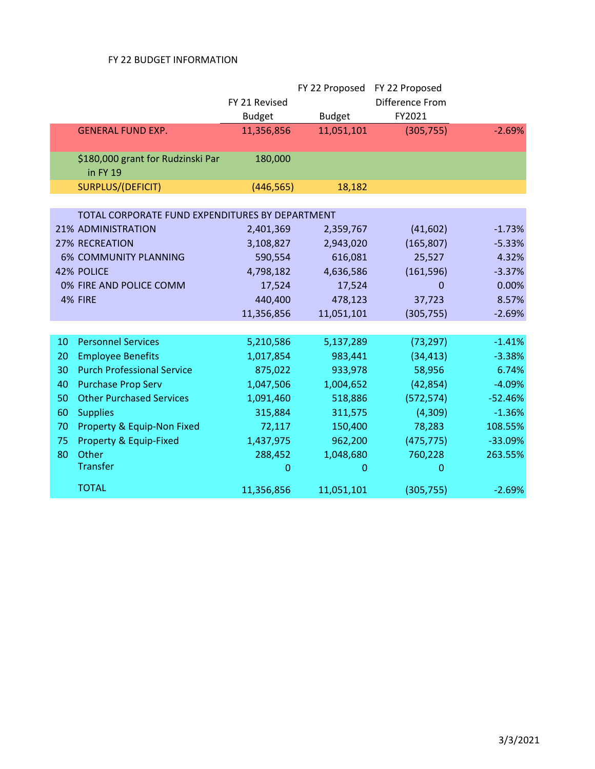FY 22 BUDGET INFORMATION

| | | FY 21 Revised Budget | FY 22 Proposed Budget | FY 22 Proposed Difference From FY2021 | |
|---|---|---|---|---|---|
| | GENERAL FUND EXP. | 11,356,856 | 11,051,101 | (305,755) | -2.69% |
| | $180,000 grant for Rudzinski Par in FY 19 | 180,000 | | | |
| | SURPLUS/(DEFICIT) | (446,565) | 18,182 | | |
| | TOTAL CORPORATE FUND EXPENDITURES BY DEPARTMENT | | | | |
| 21% | ADMINISTRATION | 2,401,369 | 2,359,767 | (41,602) | -1.73% |
| 27% | RECREATION | 3,108,827 | 2,943,020 | (165,807) | -5.33% |
| 6% | COMMUNITY PLANNING | 590,554 | 616,081 | 25,527 | 4.32% |
| 42% | POLICE | 4,798,182 | 4,636,586 | (161,596) | -3.37% |
| 0% | FIRE AND POLICE COMM | 17,524 | 17,524 | 0 | 0.00% |
| 4% | FIRE | 440,400 | 478,123 | 37,723 | 8.57% |
| | | 11,356,856 | 11,051,101 | (305,755) | -2.69% |
| 10 | Personnel Services | 5,210,586 | 5,137,289 | (73,297) | -1.41% |
| 20 | Employee Benefits | 1,017,854 | 983,441 | (34,413) | -3.38% |
| 30 | Purch Professional Service | 875,022 | 933,978 | 58,956 | 6.74% |
| 40 | Purchase Prop Serv | 1,047,506 | 1,004,652 | (42,854) | -4.09% |
| 50 | Other Purchased Services | 1,091,460 | 518,886 | (572,574) | -52.46% |
| 60 | Supplies | 315,884 | 311,575 | (4,309) | -1.36% |
| 70 | Property & Equip-Non Fixed | 72,117 | 150,400 | 78,283 | 108.55% |
| 75 | Property & Equip-Fixed | 1,437,975 | 962,200 | (475,775) | -33.09% |
| 80 | Other | 288,452 | 1,048,680 | 760,228 | 263.55% |
| | Transfer | 0 | 0 | 0 | |
| | TOTAL | 11,356,856 | 11,051,101 | (305,755) | -2.69% |

3/3/2021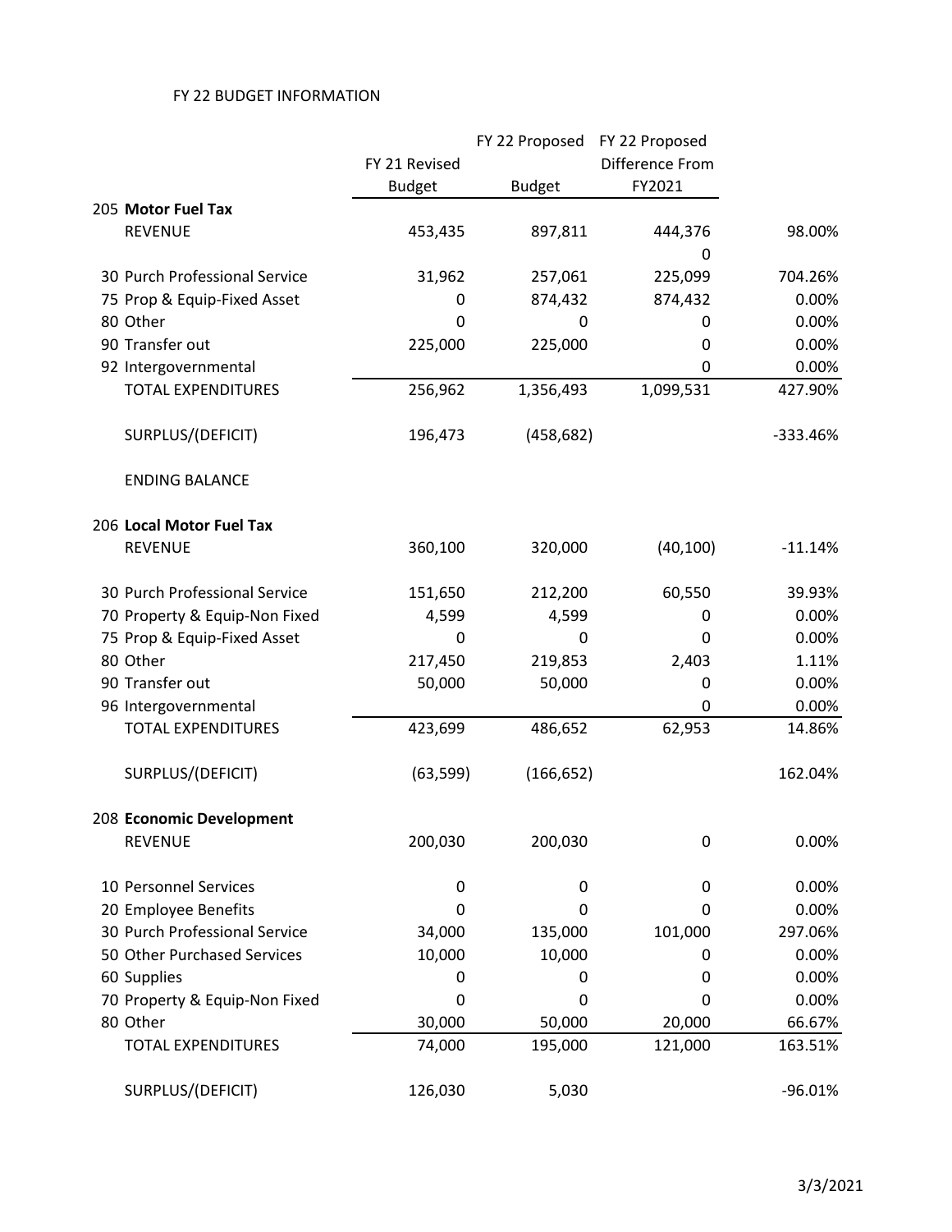FY 22 BUDGET INFORMATION

| | FY 21 Revised Budget | FY 22 Proposed Budget | FY 22 Proposed Difference From FY2021 | |
|---|---|---|---|---|
| 205 **Motor Fuel Tax** | | | | |
| REVENUE | 453,435 | 897,811 | 444,376 | 98.00% |
| | | | 0 | |
| 30 Purch Professional Service | 31,962 | 257,061 | 225,099 | 704.26% |
| 75 Prop & Equip-Fixed Asset | 0 | 874,432 | 874,432 | 0.00% |
| 80 Other | 0 | 0 | 0 | 0.00% |
| 90 Transfer out | 225,000 | 225,000 | 0 | 0.00% |
| 92 Intergovernmental | | | 0 | 0.00% |
| TOTAL EXPENDITURES | 256,962 | 1,356,493 | 1,099,531 | 427.90% |
| SURPLUS/(DEFICIT) | 196,473 | (458,682) | | -333.46% |
| ENDING BALANCE | | | | |
| 206 **Local Motor Fuel Tax** | | | | |
| REVENUE | 360,100 | 320,000 | (40,100) | -11.14% |
| 30 Purch Professional Service | 151,650 | 212,200 | 60,550 | 39.93% |
| 70 Property & Equip-Non Fixed | 4,599 | 4,599 | 0 | 0.00% |
| 75 Prop & Equip-Fixed Asset | 0 | 0 | 0 | 0.00% |
| 80 Other | 217,450 | 219,853 | 2,403 | 1.11% |
| 90 Transfer out | 50,000 | 50,000 | 0 | 0.00% |
| 96 Intergovernmental | | | 0 | 0.00% |
| TOTAL EXPENDITURES | 423,699 | 486,652 | 62,953 | 14.86% |
| SURPLUS/(DEFICIT) | (63,599) | (166,652) | | 162.04% |
| 208 **Economic Development** | | | | |
| REVENUE | 200,030 | 200,030 | 0 | 0.00% |
| 10 Personnel Services | 0 | 0 | 0 | 0.00% |
| 20 Employee Benefits | 0 | 0 | 0 | 0.00% |
| 30 Purch Professional Service | 34,000 | 135,000 | 101,000 | 297.06% |
| 50 Other Purchased Services | 10,000 | 10,000 | 0 | 0.00% |
| 60 Supplies | 0 | 0 | 0 | 0.00% |
| 70 Property & Equip-Non Fixed | 0 | 0 | 0 | 0.00% |
| 80 Other | 30,000 | 50,000 | 20,000 | 66.67% |
| TOTAL EXPENDITURES | 74,000 | 195,000 | 121,000 | 163.51% |
| SURPLUS/(DEFICIT) | 126,030 | 5,030 | | -96.01% |

3/3/2021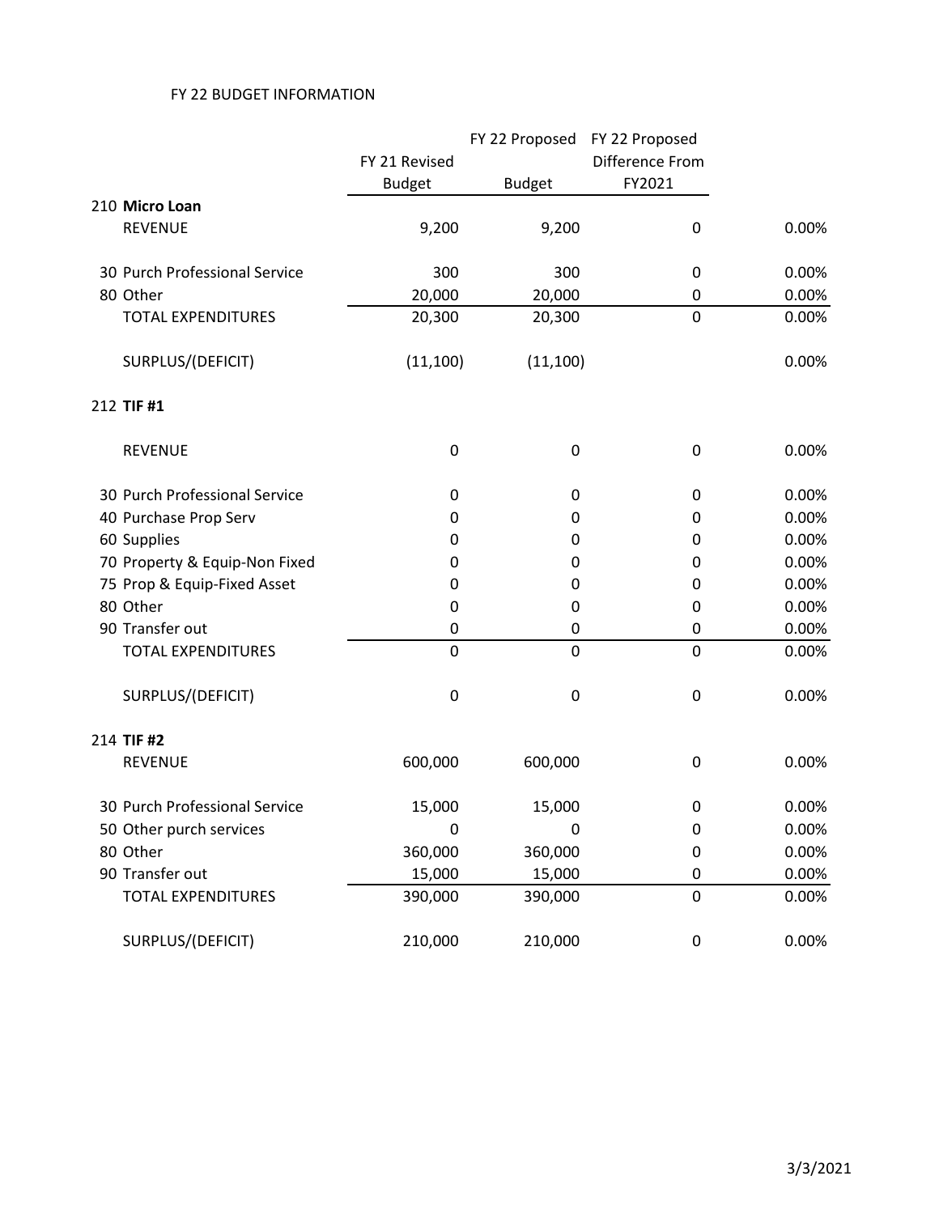FY 22 BUDGET INFORMATION

| | FY 21 Revised Budget | FY 22 Proposed Budget | FY 22 Proposed Difference From FY2021 | |
|---|---|---|---|---|
| 210 **Micro Loan** | | | | |
| REVENUE | 9,200 | 9,200 | 0 | 0.00% |
| | | | | |
| 30 Purch Professional Service | 300 | 300 | 0 | 0.00% |
| 80 Other | 20,000 | 20,000 | 0 | 0.00% |
| TOTAL EXPENDITURES | 20,300 | 20,300 | 0 | 0.00% |
| | | | | |
| SURPLUS/(DEFICIT) | (11,100) | (11,100) | | 0.00% |
| | | | | |
| 212 **TIF #1** | | | | |
| | | | | |
| REVENUE | 0 | 0 | 0 | 0.00% |
| | | | | |
| 30 Purch Professional Service | 0 | 0 | 0 | 0.00% |
| 40 Purchase Prop Serv | 0 | 0 | 0 | 0.00% |
| 60 Supplies | 0 | 0 | 0 | 0.00% |
| 70 Property & Equip-Non Fixed | 0 | 0 | 0 | 0.00% |
| 75 Prop & Equip-Fixed Asset | 0 | 0 | 0 | 0.00% |
| 80 Other | 0 | 0 | 0 | 0.00% |
| 90 Transfer out | 0 | 0 | 0 | 0.00% |
| TOTAL EXPENDITURES | 0 | 0 | 0 | 0.00% |
| | | | | |
| SURPLUS/(DEFICIT) | 0 | 0 | 0 | 0.00% |
| | | | | |
| 214 **TIF #2** | | | | |
| REVENUE | 600,000 | 600,000 | 0 | 0.00% |
| | | | | |
| 30 Purch Professional Service | 15,000 | 15,000 | 0 | 0.00% |
| 50 Other purch services | 0 | 0 | 0 | 0.00% |
| 80 Other | 360,000 | 360,000 | 0 | 0.00% |
| 90 Transfer out | 15,000 | 15,000 | 0 | 0.00% |
| TOTAL EXPENDITURES | 390,000 | 390,000 | 0 | 0.00% |
| | | | | |
| SURPLUS/(DEFICIT) | 210,000 | 210,000 | 0 | 0.00% |

3/3/2021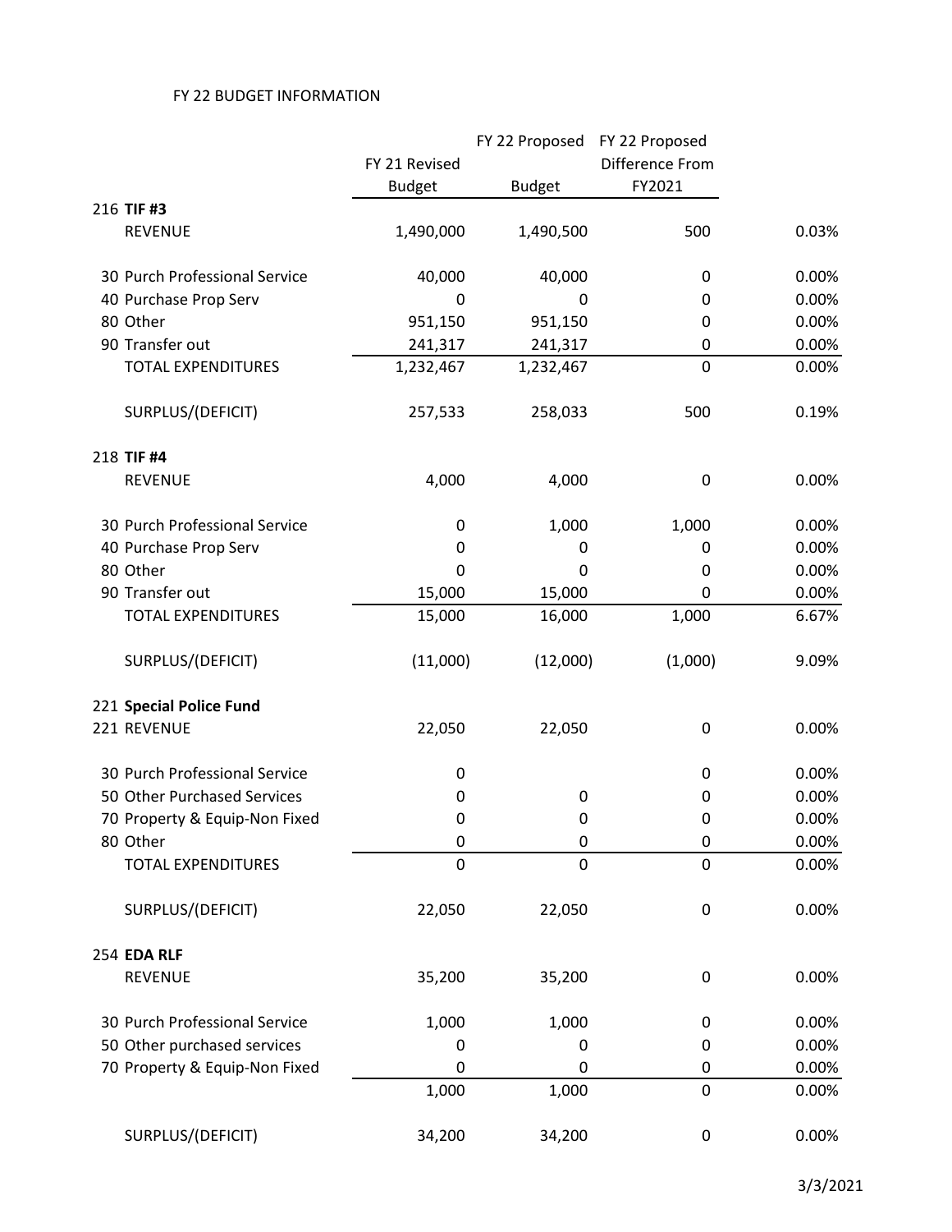FY 22 BUDGET INFORMATION

| | FY 21 Revised Budget | FY 22 Proposed Budget | FY 22 Proposed Difference From FY2021 | |
|---|---|---|---|---|
| 216 **TIF #3** | | | | |
| REVENUE | 1,490,000 | 1,490,500 | 500 | 0.03% |
| | | | | |
| 30 Purch Professional Service | 40,000 | 40,000 | 0 | 0.00% |
| 40 Purchase Prop Serv | 0 | 0 | 0 | 0.00% |
| 80 Other | 951,150 | 951,150 | 0 | 0.00% |
| 90 Transfer out | 241,317 | 241,317 | 0 | 0.00% |
| TOTAL EXPENDITURES | 1,232,467 | 1,232,467 | 0 | 0.00% |
| | | | | |
| SURPLUS/(DEFICIT) | 257,533 | 258,033 | 500 | 0.19% |
| | | | | |
| 218 **TIF #4** | | | | |
| REVENUE | 4,000 | 4,000 | 0 | 0.00% |
| | | | | |
| 30 Purch Professional Service | 0 | 1,000 | 1,000 | 0.00% |
| 40 Purchase Prop Serv | 0 | 0 | 0 | 0.00% |
| 80 Other | 0 | 0 | 0 | 0.00% |
| 90 Transfer out | 15,000 | 15,000 | 0 | 0.00% |
| TOTAL EXPENDITURES | 15,000 | 16,000 | 1,000 | 6.67% |
| | | | | |
| SURPLUS/(DEFICIT) | (11,000) | (12,000) | (1,000) | 9.09% |
| | | | | |
| 221 **Special Police Fund** | | | | |
| 221 REVENUE | 22,050 | 22,050 | 0 | 0.00% |
| | | | | |
| 30 Purch Professional Service | 0 | | 0 | 0.00% |
| 50 Other Purchased Services | 0 | 0 | 0 | 0.00% |
| 70 Property & Equip-Non Fixed | 0 | 0 | 0 | 0.00% |
| 80 Other | 0 | 0 | 0 | 0.00% |
| TOTAL EXPENDITURES | 0 | 0 | 0 | 0.00% |
| | | | | |
| SURPLUS/(DEFICIT) | 22,050 | 22,050 | 0 | 0.00% |
| | | | | |
| 254 **EDA RLF** | | | | |
| REVENUE | 35,200 | 35,200 | 0 | 0.00% |
| | | | | |
| 30 Purch Professional Service | 1,000 | 1,000 | 0 | 0.00% |
| 50 Other purchased services | 0 | 0 | 0 | 0.00% |
| 70 Property & Equip-Non Fixed | 0 | 0 | 0 | 0.00% |
| | 1,000 | 1,000 | 0 | 0.00% |
| | | | | |
| SURPLUS/(DEFICIT) | 34,200 | 34,200 | 0 | 0.00% |

3/3/2021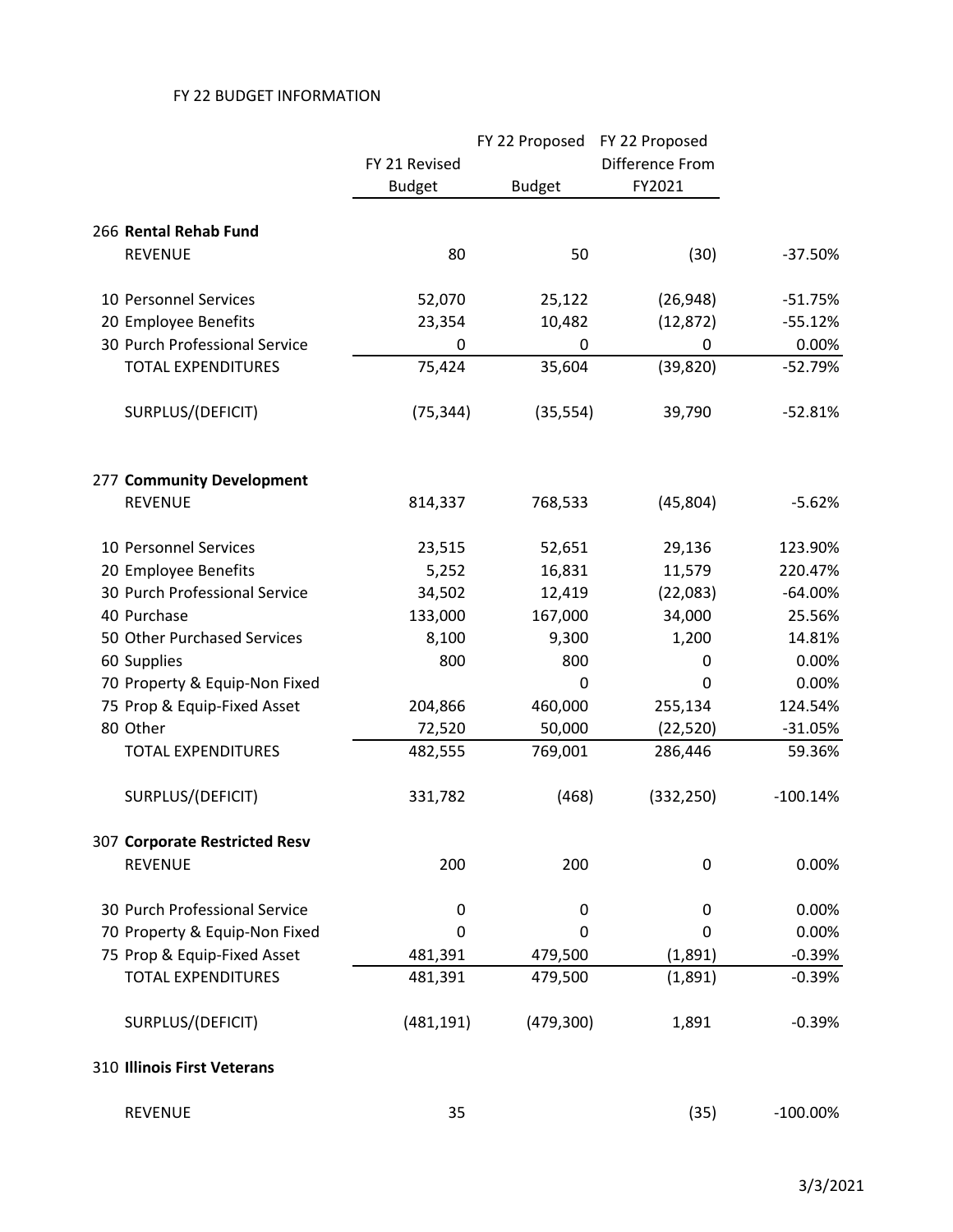FY 22 BUDGET INFORMATION

| | FY 21 Revised Budget | FY 22 Proposed Budget | FY 22 Proposed Difference From FY2021 | |
|---|---|---|---|---|
| 266 **Rental Rehab Fund** | | | | |
| REVENUE | 80 | 50 | (30) | -37.50% |
| 10 Personnel Services | 52,070 | 25,122 | (26,948) | -51.75% |
| 20 Employee Benefits | 23,354 | 10,482 | (12,872) | -55.12% |
| 30 Purch Professional Service | 0 | 0 | 0 | 0.00% |
| TOTAL EXPENDITURES | 75,424 | 35,604 | (39,820) | -52.79% |
| SURPLUS/(DEFICIT) | (75,344) | (35,554) | 39,790 | -52.81% |
| 277 **Community Development** | | | | |
| REVENUE | 814,337 | 768,533 | (45,804) | -5.62% |
| 10 Personnel Services | 23,515 | 52,651 | 29,136 | 123.90% |
| 20 Employee Benefits | 5,252 | 16,831 | 11,579 | 220.47% |
| 30 Purch Professional Service | 34,502 | 12,419 | (22,083) | -64.00% |
| 40 Purchase | 133,000 | 167,000 | 34,000 | 25.56% |
| 50 Other Purchased Services | 8,100 | 9,300 | 1,200 | 14.81% |
| 60 Supplies | 800 | 800 | 0 | 0.00% |
| 70 Property & Equip-Non Fixed | | 0 | 0 | 0.00% |
| 75 Prop & Equip-Fixed Asset | 204,866 | 460,000 | 255,134 | 124.54% |
| 80 Other | 72,520 | 50,000 | (22,520) | -31.05% |
| TOTAL EXPENDITURES | 482,555 | 769,001 | 286,446 | 59.36% |
| SURPLUS/(DEFICIT) | 331,782 | (468) | (332,250) | -100.14% |
| 307 **Corporate Restricted Resv** | | | | |
| REVENUE | 200 | 200 | 0 | 0.00% |
| 30 Purch Professional Service | 0 | 0 | 0 | 0.00% |
| 70 Property & Equip-Non Fixed | 0 | 0 | 0 | 0.00% |
| 75 Prop & Equip-Fixed Asset | 481,391 | 479,500 | (1,891) | -0.39% |
| TOTAL EXPENDITURES | 481,391 | 479,500 | (1,891) | -0.39% |
| SURPLUS/(DEFICIT) | (481,191) | (479,300) | 1,891 | -0.39% |
| 310 **Illinois First Veterans** | | | | |
| REVENUE | 35 | | (35) | -100.00% |

3/3/2021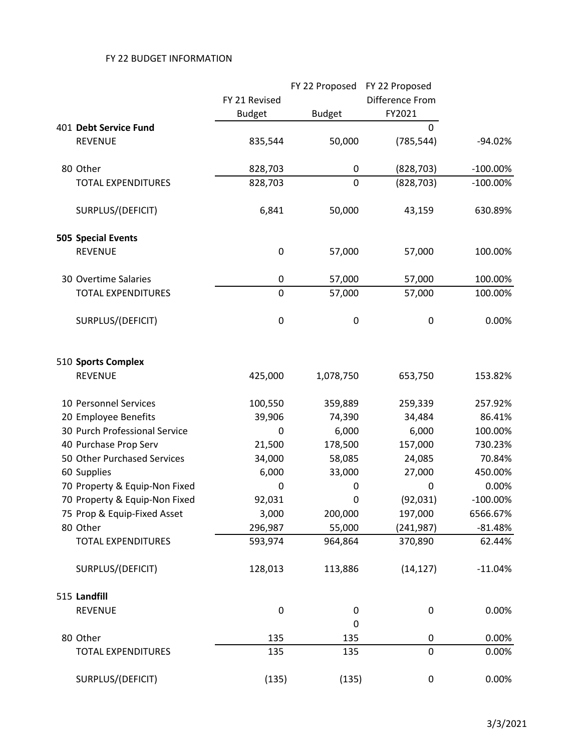FY 22 BUDGET INFORMATION

| | FY 21 Revised Budget | FY 22 Proposed Budget | FY 22 Proposed Difference From FY2021 | |
|---|---|---|---|---|
| 401 **Debt Service Fund** | | | 0 | |
| REVENUE | 835,544 | 50,000 | (785,544) | -94.02% |
| 80 Other | 828,703 | 0 | (828,703) | -100.00% |
| TOTAL EXPENDITURES | 828,703 | 0 | (828,703) | -100.00% |
| SURPLUS/(DEFICIT) | 6,841 | 50,000 | 43,159 | 630.89% |
| **505 Special Events** | | | | |
| REVENUE | 0 | 57,000 | 57,000 | 100.00% |
| 30 Overtime Salaries | 0 | 57,000 | 57,000 | 100.00% |
| TOTAL EXPENDITURES | 0 | 57,000 | 57,000 | 100.00% |
| SURPLUS/(DEFICIT) | 0 | 0 | 0 | 0.00% |
| 510 **Sports Complex** | | | | |
| REVENUE | 425,000 | 1,078,750 | 653,750 | 153.82% |
| 10 Personnel Services | 100,550 | 359,889 | 259,339 | 257.92% |
| 20 Employee Benefits | 39,906 | 74,390 | 34,484 | 86.41% |
| 30 Purch Professional Service | 0 | 6,000 | 6,000 | 100.00% |
| 40 Purchase Prop Serv | 21,500 | 178,500 | 157,000 | 730.23% |
| 50 Other Purchased Services | 34,000 | 58,085 | 24,085 | 70.84% |
| 60 Supplies | 6,000 | 33,000 | 27,000 | 450.00% |
| 70 Property & Equip-Non Fixed | 0 | 0 | 0 | 0.00% |
| 70 Property & Equip-Non Fixed | 92,031 | 0 | (92,031) | -100.00% |
| 75 Prop & Equip-Fixed Asset | 3,000 | 200,000 | 197,000 | 6566.67% |
| 80 Other | 296,987 | 55,000 | (241,987) | -81.48% |
| TOTAL EXPENDITURES | 593,974 | 964,864 | 370,890 | 62.44% |
| SURPLUS/(DEFICIT) | 128,013 | 113,886 | (14,127) | -11.04% |
| 515 **Landfill** | | | | |
| REVENUE | 0 | 0 | 0 | 0.00% |
| | | 0 | | |
| 80 Other | 135 | 135 | 0 | 0.00% |
| TOTAL EXPENDITURES | 135 | 135 | 0 | 0.00% |
| SURPLUS/(DEFICIT) | (135) | (135) | 0 | 0.00% |

3/3/2021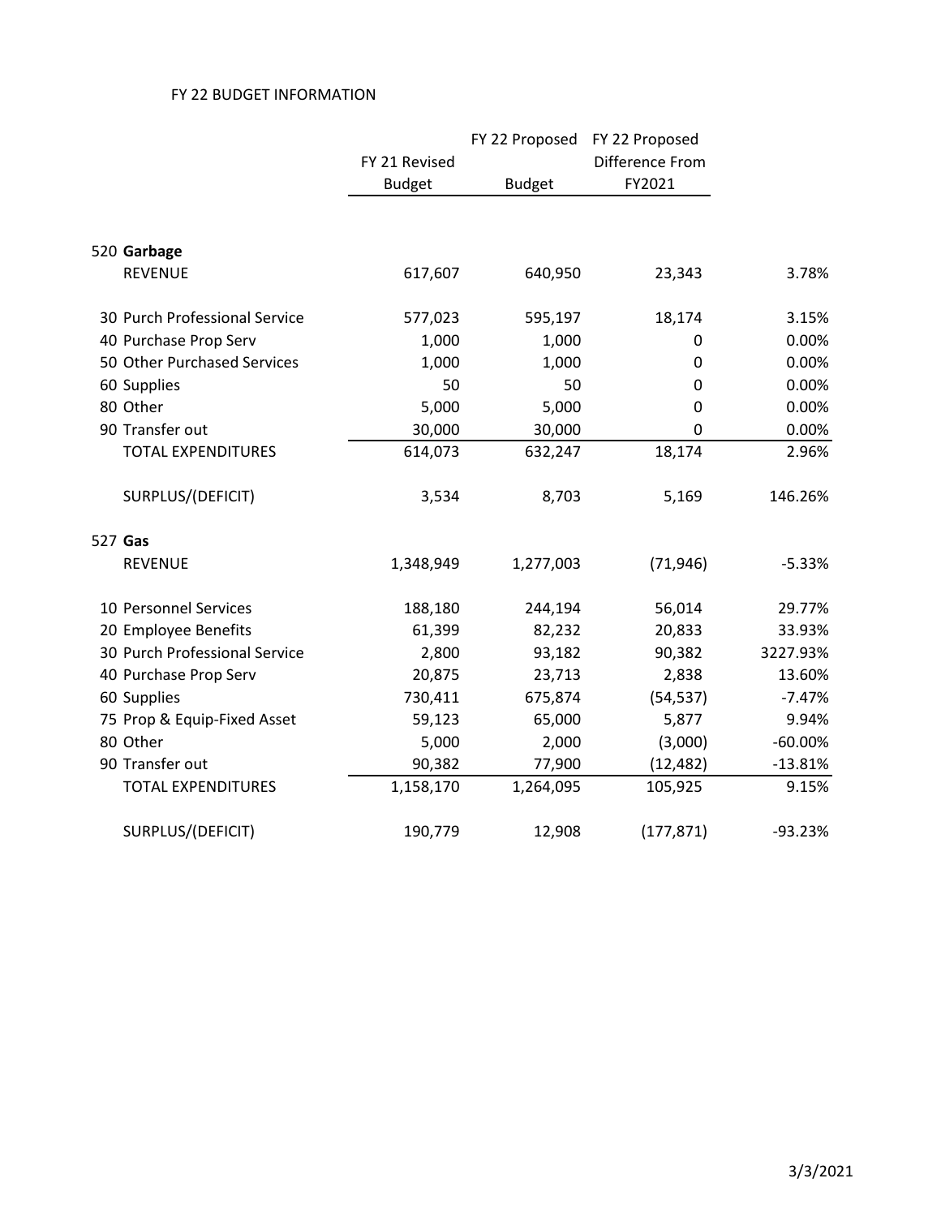FY 22 BUDGET INFORMATION

| | FY 21 Revised Budget | FY 22 Proposed Budget | FY 22 Proposed Difference From FY2021 | |
|---|---|---|---|---|
| 520 **Garbage** | | | | |
| REVENUE | 617,607 | 640,950 | 23,343 | 3.78% |
| 30 Purch Professional Service | 577,023 | 595,197 | 18,174 | 3.15% |
| 40 Purchase Prop Serv | 1,000 | 1,000 | 0 | 0.00% |
| 50 Other Purchased Services | 1,000 | 1,000 | 0 | 0.00% |
| 60 Supplies | 50 | 50 | 0 | 0.00% |
| 80 Other | 5,000 | 5,000 | 0 | 0.00% |
| 90 Transfer out | 30,000 | 30,000 | 0 | 0.00% |
| TOTAL EXPENDITURES | 614,073 | 632,247 | 18,174 | 2.96% |
| SURPLUS/(DEFICIT) | 3,534 | 8,703 | 5,169 | 146.26% |
| 527 **Gas** | | | | |
| REVENUE | 1,348,949 | 1,277,003 | (71,946) | -5.33% |
| 10 Personnel Services | 188,180 | 244,194 | 56,014 | 29.77% |
| 20 Employee Benefits | 61,399 | 82,232 | 20,833 | 33.93% |
| 30 Purch Professional Service | 2,800 | 93,182 | 90,382 | 3227.93% |
| 40 Purchase Prop Serv | 20,875 | 23,713 | 2,838 | 13.60% |
| 60 Supplies | 730,411 | 675,874 | (54,537) | -7.47% |
| 75 Prop & Equip-Fixed Asset | 59,123 | 65,000 | 5,877 | 9.94% |
| 80 Other | 5,000 | 2,000 | (3,000) | -60.00% |
| 90 Transfer out | 90,382 | 77,900 | (12,482) | -13.81% |
| TOTAL EXPENDITURES | 1,158,170 | 1,264,095 | 105,925 | 9.15% |
| SURPLUS/(DEFICIT) | 190,779 | 12,908 | (177,871) | -93.23% |

3/3/2021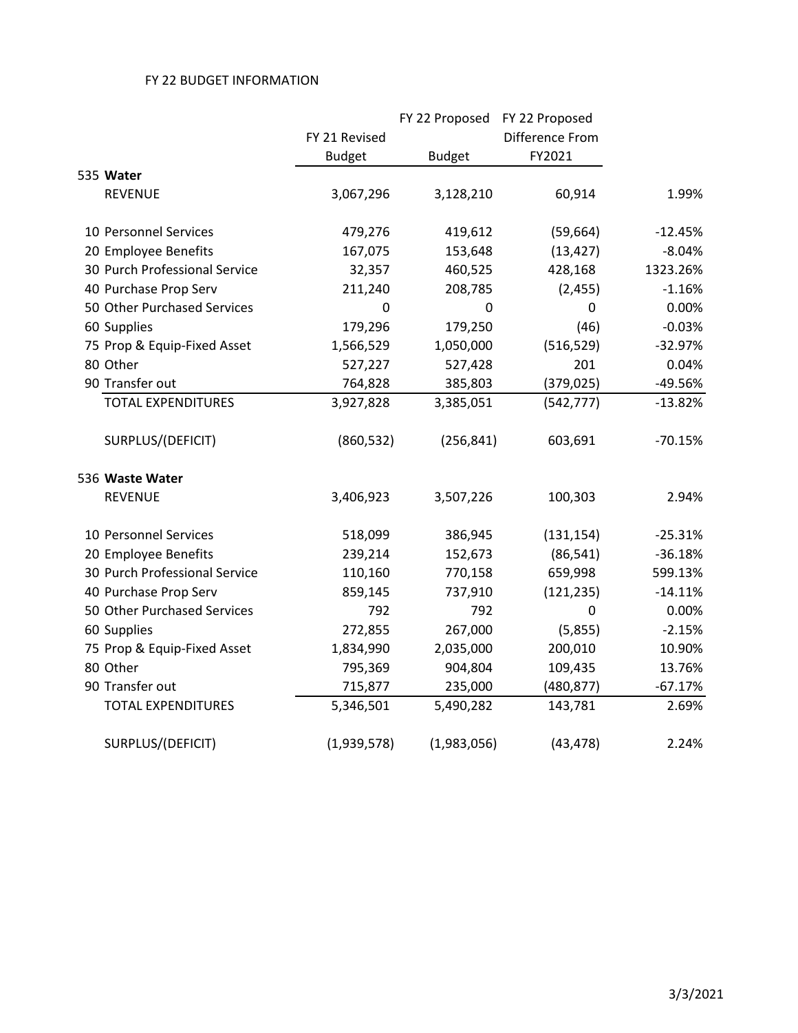# FY 22 BUDGET INFORMATION

| | FY 21 Revised Budget | FY 22 Proposed Budget | FY 22 Proposed Difference From FY2021 | |
|---|---|---|---|---|
| 535 **Water** | | | | |
| REVENUE | 3,067,296 | 3,128,210 | 60,914 | 1.99% |
| 10 Personnel Services | 479,276 | 419,612 | (59,664) | -12.45% |
| 20 Employee Benefits | 167,075 | 153,648 | (13,427) | -8.04% |
| 30 Purch Professional Service | 32,357 | 460,525 | 428,168 | 1323.26% |
| 40 Purchase Prop Serv | 211,240 | 208,785 | (2,455) | -1.16% |
| 50 Other Purchased Services | 0 | 0 | 0 | 0.00% |
| 60 Supplies | 179,296 | 179,250 | (46) | -0.03% |
| 75 Prop & Equip-Fixed Asset | 1,566,529 | 1,050,000 | (516,529) | -32.97% |
| 80 Other | 527,227 | 527,428 | 201 | 0.04% |
| 90 Transfer out | 764,828 | 385,803 | (379,025) | -49.56% |
| TOTAL EXPENDITURES | 3,927,828 | 3,385,051 | (542,777) | -13.82% |
| SURPLUS/(DEFICIT) | (860,532) | (256,841) | 603,691 | -70.15% |
| 536 **Waste Water** | | | | |
| REVENUE | 3,406,923 | 3,507,226 | 100,303 | 2.94% |
| 10 Personnel Services | 518,099 | 386,945 | (131,154) | -25.31% |
| 20 Employee Benefits | 239,214 | 152,673 | (86,541) | -36.18% |
| 30 Purch Professional Service | 110,160 | 770,158 | 659,998 | 599.13% |
| 40 Purchase Prop Serv | 859,145 | 737,910 | (121,235) | -14.11% |
| 50 Other Purchased Services | 792 | 792 | 0 | 0.00% |
| 60 Supplies | 272,855 | 267,000 | (5,855) | -2.15% |
| 75 Prop & Equip-Fixed Asset | 1,834,990 | 2,035,000 | 200,010 | 10.90% |
| 80 Other | 795,369 | 904,804 | 109,435 | 13.76% |
| 90 Transfer out | 715,877 | 235,000 | (480,877) | -67.17% |
| TOTAL EXPENDITURES | 5,346,501 | 5,490,282 | 143,781 | 2.69% |
| SURPLUS/(DEFICIT) | (1,939,578) | (1,983,056) | (43,478) | 2.24% |

3/3/2021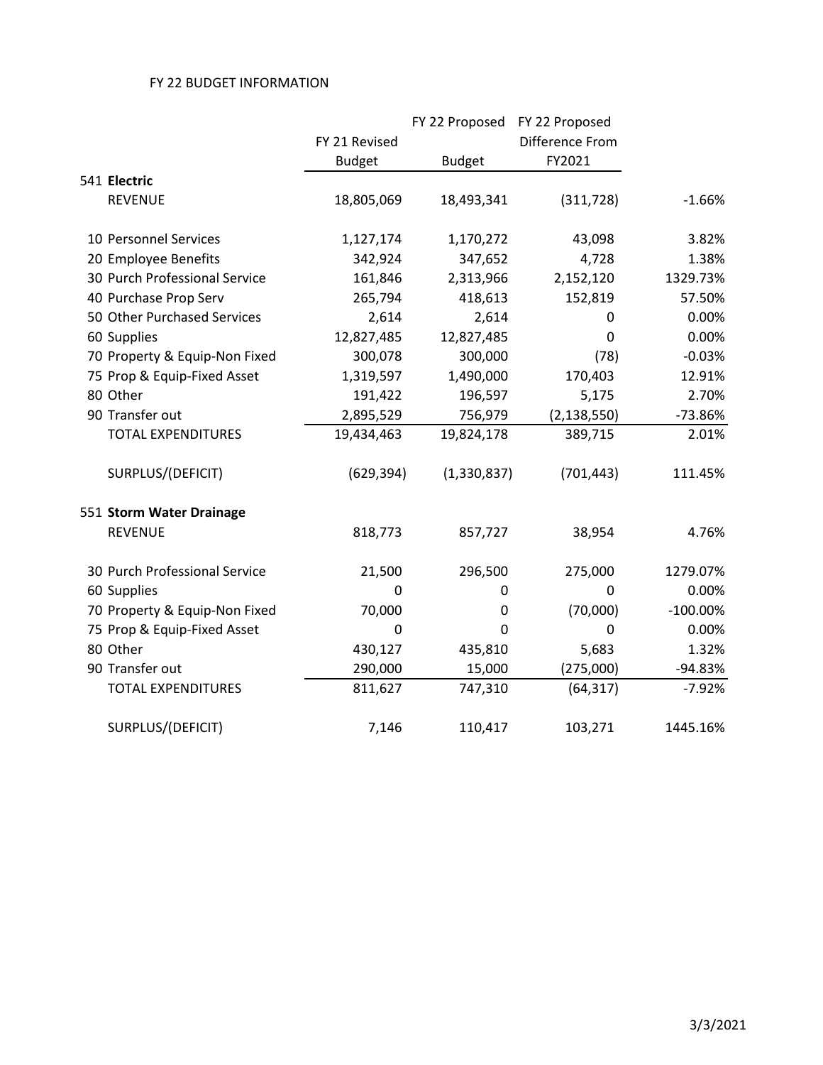FY 22 BUDGET INFORMATION

| | FY 21 Revised Budget | FY 22 Proposed Budget | FY 22 Proposed Difference From FY2021 | |
|---|---|---|---|---|
| 541 **Electric** | | | | |
| REVENUE | 18,805,069 | 18,493,341 | (311,728) | -1.66% |
| 10 Personnel Services | 1,127,174 | 1,170,272 | 43,098 | 3.82% |
| 20 Employee Benefits | 342,924 | 347,652 | 4,728 | 1.38% |
| 30 Purch Professional Service | 161,846 | 2,313,966 | 2,152,120 | 1329.73% |
| 40 Purchase Prop Serv | 265,794 | 418,613 | 152,819 | 57.50% |
| 50 Other Purchased Services | 2,614 | 2,614 | 0 | 0.00% |
| 60 Supplies | 12,827,485 | 12,827,485 | 0 | 0.00% |
| 70 Property & Equip-Non Fixed | 300,078 | 300,000 | (78) | -0.03% |
| 75 Prop & Equip-Fixed Asset | 1,319,597 | 1,490,000 | 170,403 | 12.91% |
| 80 Other | 191,422 | 196,597 | 5,175 | 2.70% |
| 90 Transfer out | 2,895,529 | 756,979 | (2,138,550) | -73.86% |
| TOTAL EXPENDITURES | 19,434,463 | 19,824,178 | 389,715 | 2.01% |
| SURPLUS/(DEFICIT) | (629,394) | (1,330,837) | (701,443) | 111.45% |
| 551 **Storm Water Drainage** | | | | |
| REVENUE | 818,773 | 857,727 | 38,954 | 4.76% |
| 30 Purch Professional Service | 21,500 | 296,500 | 275,000 | 1279.07% |
| 60 Supplies | 0 | 0 | 0 | 0.00% |
| 70 Property & Equip-Non Fixed | 70,000 | 0 | (70,000) | -100.00% |
| 75 Prop & Equip-Fixed Asset | 0 | 0 | 0 | 0.00% |
| 80 Other | 430,127 | 435,810 | 5,683 | 1.32% |
| 90 Transfer out | 290,000 | 15,000 | (275,000) | -94.83% |
| TOTAL EXPENDITURES | 811,627 | 747,310 | (64,317) | -7.92% |
| SURPLUS/(DEFICIT) | 7,146 | 110,417 | 103,271 | 1445.16% |

3/3/2021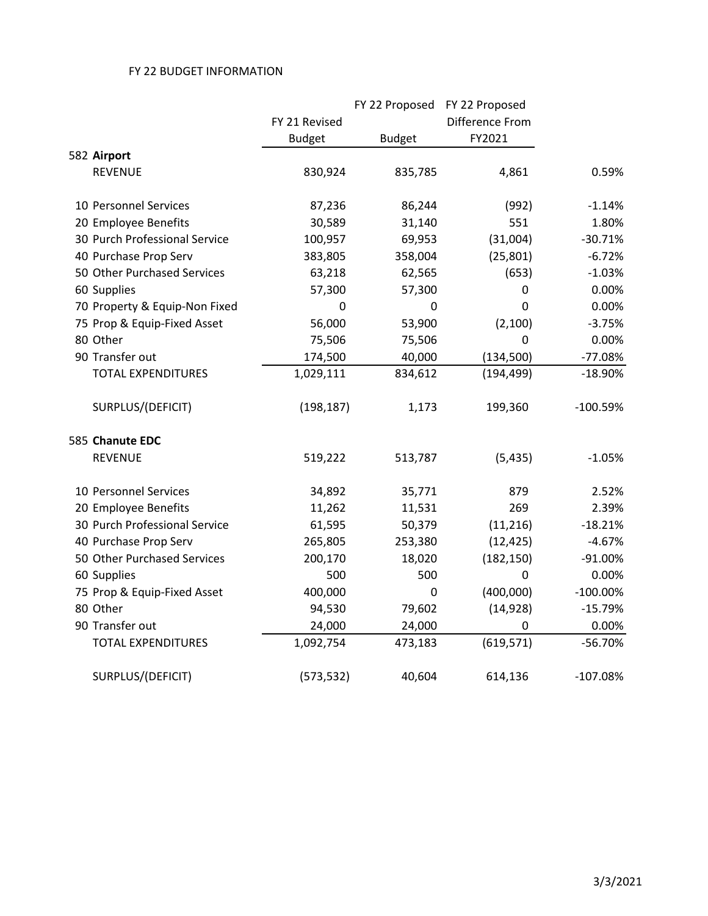FY 22 BUDGET INFORMATION

| | FY 21 Revised Budget | FY 22 Proposed Budget | FY 22 Proposed Difference From FY2021 | |
|---|---|---|---|---|
| 582 **Airport** | | | | |
| REVENUE | 830,924 | 835,785 | 4,861 | 0.59% |
| 10 Personnel Services | 87,236 | 86,244 | (992) | -1.14% |
| 20 Employee Benefits | 30,589 | 31,140 | 551 | 1.80% |
| 30 Purch Professional Service | 100,957 | 69,953 | (31,004) | -30.71% |
| 40 Purchase Prop Serv | 383,805 | 358,004 | (25,801) | -6.72% |
| 50 Other Purchased Services | 63,218 | 62,565 | (653) | -1.03% |
| 60 Supplies | 57,300 | 57,300 | 0 | 0.00% |
| 70 Property & Equip-Non Fixed | 0 | 0 | 0 | 0.00% |
| 75 Prop & Equip-Fixed Asset | 56,000 | 53,900 | (2,100) | -3.75% |
| 80 Other | 75,506 | 75,506 | 0 | 0.00% |
| 90 Transfer out | 174,500 | 40,000 | (134,500) | -77.08% |
| TOTAL EXPENDITURES | 1,029,111 | 834,612 | (194,499) | -18.90% |
| SURPLUS/(DEFICIT) | (198,187) | 1,173 | 199,360 | -100.59% |
| 585 **Chanute EDC** | | | | |
| REVENUE | 519,222 | 513,787 | (5,435) | -1.05% |
| 10 Personnel Services | 34,892 | 35,771 | 879 | 2.52% |
| 20 Employee Benefits | 11,262 | 11,531 | 269 | 2.39% |
| 30 Purch Professional Service | 61,595 | 50,379 | (11,216) | -18.21% |
| 40 Purchase Prop Serv | 265,805 | 253,380 | (12,425) | -4.67% |
| 50 Other Purchased Services | 200,170 | 18,020 | (182,150) | -91.00% |
| 60 Supplies | 500 | 500 | 0 | 0.00% |
| 75 Prop & Equip-Fixed Asset | 400,000 | 0 | (400,000) | -100.00% |
| 80 Other | 94,530 | 79,602 | (14,928) | -15.79% |
| 90 Transfer out | 24,000 | 24,000 | 0 | 0.00% |
| TOTAL EXPENDITURES | 1,092,754 | 473,183 | (619,571) | -56.70% |
| SURPLUS/(DEFICIT) | (573,532) | 40,604 | 614,136 | -107.08% |

3/3/2021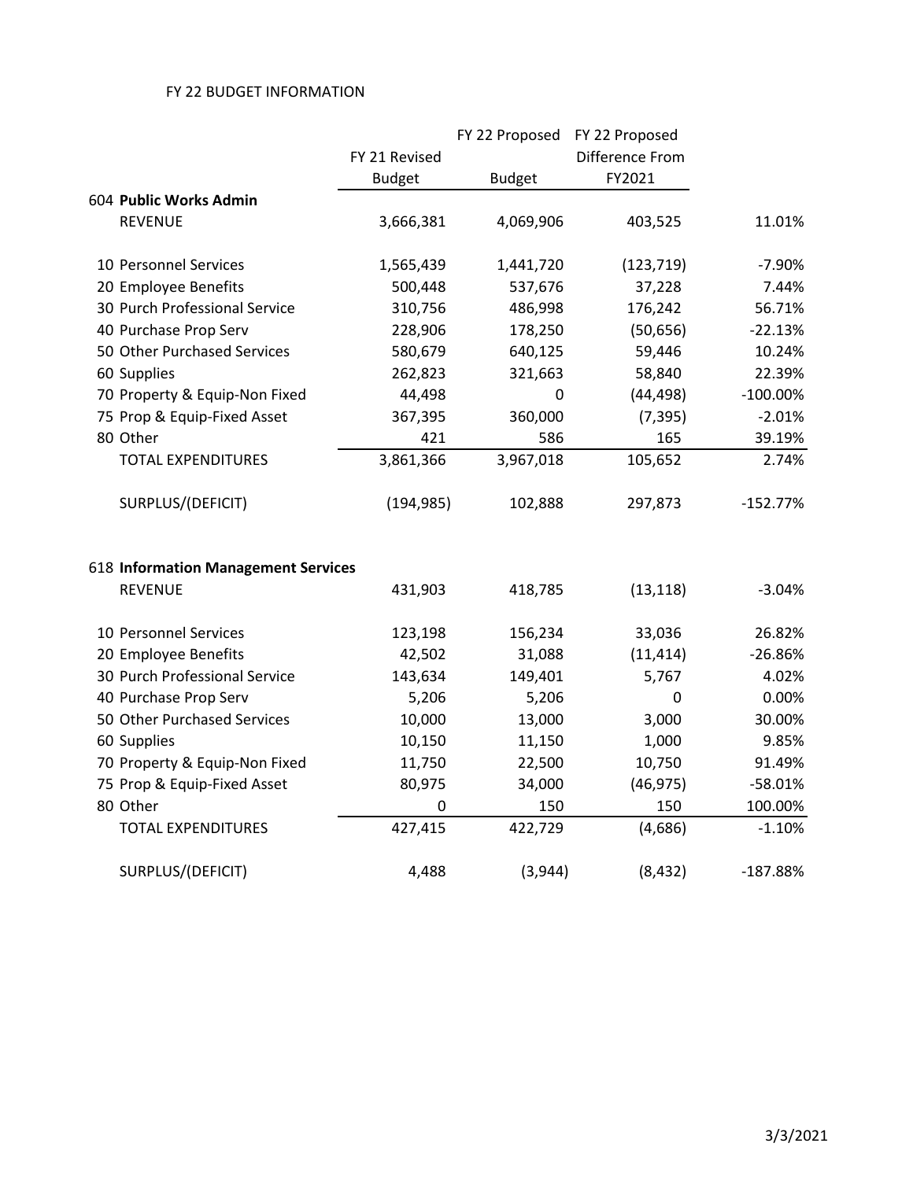FY 22 BUDGET INFORMATION

| | FY 21 Revised Budget | FY 22 Proposed Budget | FY 22 Proposed Difference From FY2021 | |
|---|---|---|---|---|
| 604 **Public Works Admin** | | | | |
| REVENUE | 3,666,381 | 4,069,906 | 403,525 | 11.01% |
| 10 Personnel Services | 1,565,439 | 1,441,720 | (123,719) | -7.90% |
| 20 Employee Benefits | 500,448 | 537,676 | 37,228 | 7.44% |
| 30 Purch Professional Service | 310,756 | 486,998 | 176,242 | 56.71% |
| 40 Purchase Prop Serv | 228,906 | 178,250 | (50,656) | -22.13% |
| 50 Other Purchased Services | 580,679 | 640,125 | 59,446 | 10.24% |
| 60 Supplies | 262,823 | 321,663 | 58,840 | 22.39% |
| 70 Property & Equip-Non Fixed | 44,498 | 0 | (44,498) | -100.00% |
| 75 Prop & Equip-Fixed Asset | 367,395 | 360,000 | (7,395) | -2.01% |
| 80 Other | 421 | 586 | 165 | 39.19% |
| TOTAL EXPENDITURES | 3,861,366 | 3,967,018 | 105,652 | 2.74% |
| SURPLUS/(DEFICIT) | (194,985) | 102,888 | 297,873 | -152.77% |
| 618 **Information Management Services** | | | | |
| REVENUE | 431,903 | 418,785 | (13,118) | -3.04% |
| 10 Personnel Services | 123,198 | 156,234 | 33,036 | 26.82% |
| 20 Employee Benefits | 42,502 | 31,088 | (11,414) | -26.86% |
| 30 Purch Professional Service | 143,634 | 149,401 | 5,767 | 4.02% |
| 40 Purchase Prop Serv | 5,206 | 5,206 | 0 | 0.00% |
| 50 Other Purchased Services | 10,000 | 13,000 | 3,000 | 30.00% |
| 60 Supplies | 10,150 | 11,150 | 1,000 | 9.85% |
| 70 Property & Equip-Non Fixed | 11,750 | 22,500 | 10,750 | 91.49% |
| 75 Prop & Equip-Fixed Asset | 80,975 | 34,000 | (46,975) | -58.01% |
| 80 Other | 0 | 150 | 150 | 100.00% |
| TOTAL EXPENDITURES | 427,415 | 422,729 | (4,686) | -1.10% |
| SURPLUS/(DEFICIT) | 4,488 | (3,944) | (8,432) | -187.88% |

3/3/2021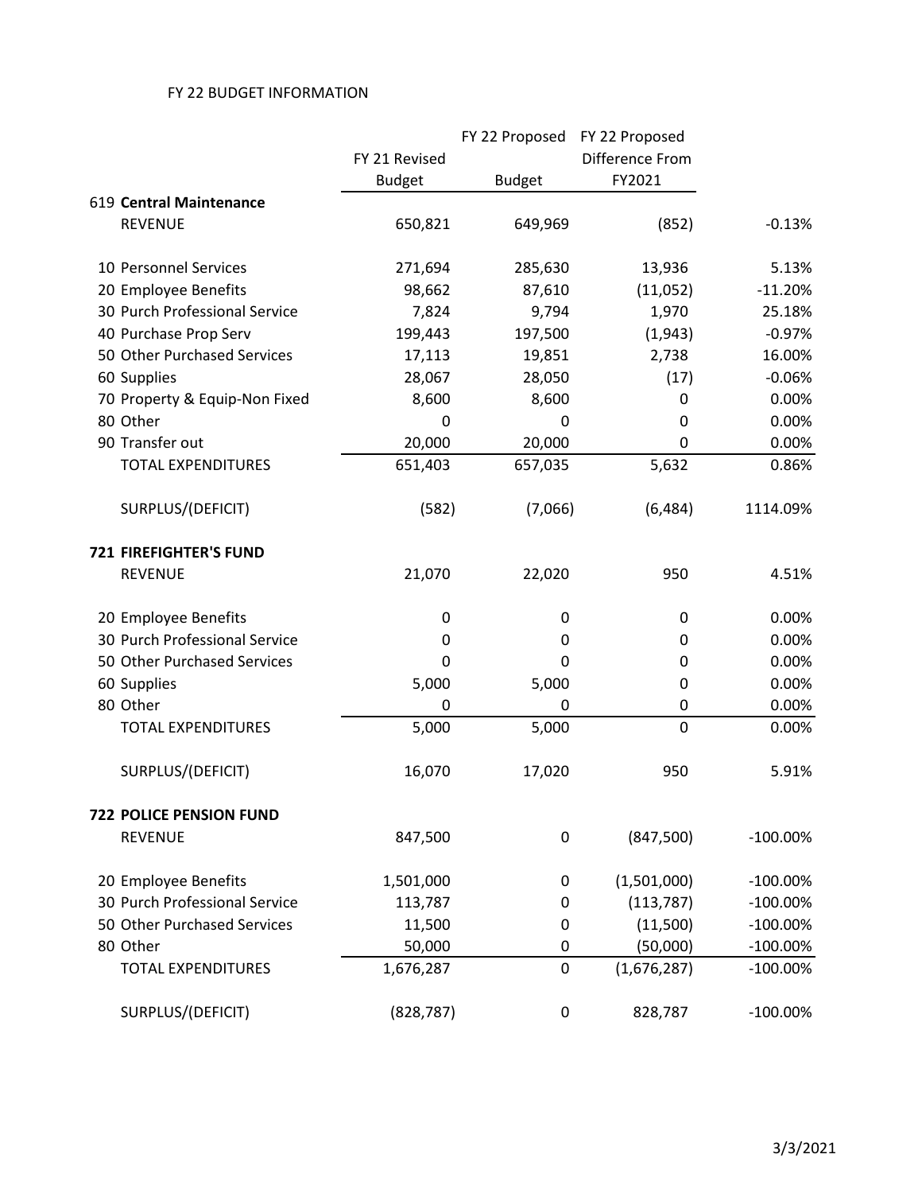FY 22 BUDGET INFORMATION

| | FY 21 Revised Budget | FY 22 Proposed Budget | FY 22 Proposed Difference From FY2021 | |
|---|---|---|---|---|
| 619 **Central Maintenance** | | | | |
| REVENUE | 650,821 | 649,969 | (852) | -0.13% |
| | | | | |
| 10 Personnel Services | 271,694 | 285,630 | 13,936 | 5.13% |
| 20 Employee Benefits | 98,662 | 87,610 | (11,052) | -11.20% |
| 30 Purch Professional Service | 7,824 | 9,794 | 1,970 | 25.18% |
| 40 Purchase Prop Serv | 199,443 | 197,500 | (1,943) | -0.97% |
| 50 Other Purchased Services | 17,113 | 19,851 | 2,738 | 16.00% |
| 60 Supplies | 28,067 | 28,050 | (17) | -0.06% |
| 70 Property & Equip-Non Fixed | 8,600 | 8,600 | 0 | 0.00% |
| 80 Other | 0 | 0 | 0 | 0.00% |
| 90 Transfer out | 20,000 | 20,000 | 0 | 0.00% |
| TOTAL EXPENDITURES | 651,403 | 657,035 | 5,632 | 0.86% |
| | | | | |
| SURPLUS/(DEFICIT) | (582) | (7,066) | (6,484) | 1114.09% |
| | | | | |
| **721 FIREFIGHTER'S FUND** | | | | |
| REVENUE | 21,070 | 22,020 | 950 | 4.51% |
| | | | | |
| 20 Employee Benefits | 0 | 0 | 0 | 0.00% |
| 30 Purch Professional Service | 0 | 0 | 0 | 0.00% |
| 50 Other Purchased Services | 0 | 0 | 0 | 0.00% |
| 60 Supplies | 5,000 | 5,000 | 0 | 0.00% |
| 80 Other | 0 | 0 | 0 | 0.00% |
| TOTAL EXPENDITURES | 5,000 | 5,000 | 0 | 0.00% |
| | | | | |
| SURPLUS/(DEFICIT) | 16,070 | 17,020 | 950 | 5.91% |
| | | | | |
| **722 POLICE PENSION FUND** | | | | |
| REVENUE | 847,500 | 0 | (847,500) | -100.00% |
| | | | | |
| 20 Employee Benefits | 1,501,000 | 0 | (1,501,000) | -100.00% |
| 30 Purch Professional Service | 113,787 | 0 | (113,787) | -100.00% |
| 50 Other Purchased Services | 11,500 | 0 | (11,500) | -100.00% |
| 80 Other | 50,000 | 0 | (50,000) | -100.00% |
| TOTAL EXPENDITURES | 1,676,287 | 0 | (1,676,287) | -100.00% |
| | | | | |
| SURPLUS/(DEFICIT) | (828,787) | 0 | 828,787 | -100.00% |

3/3/2021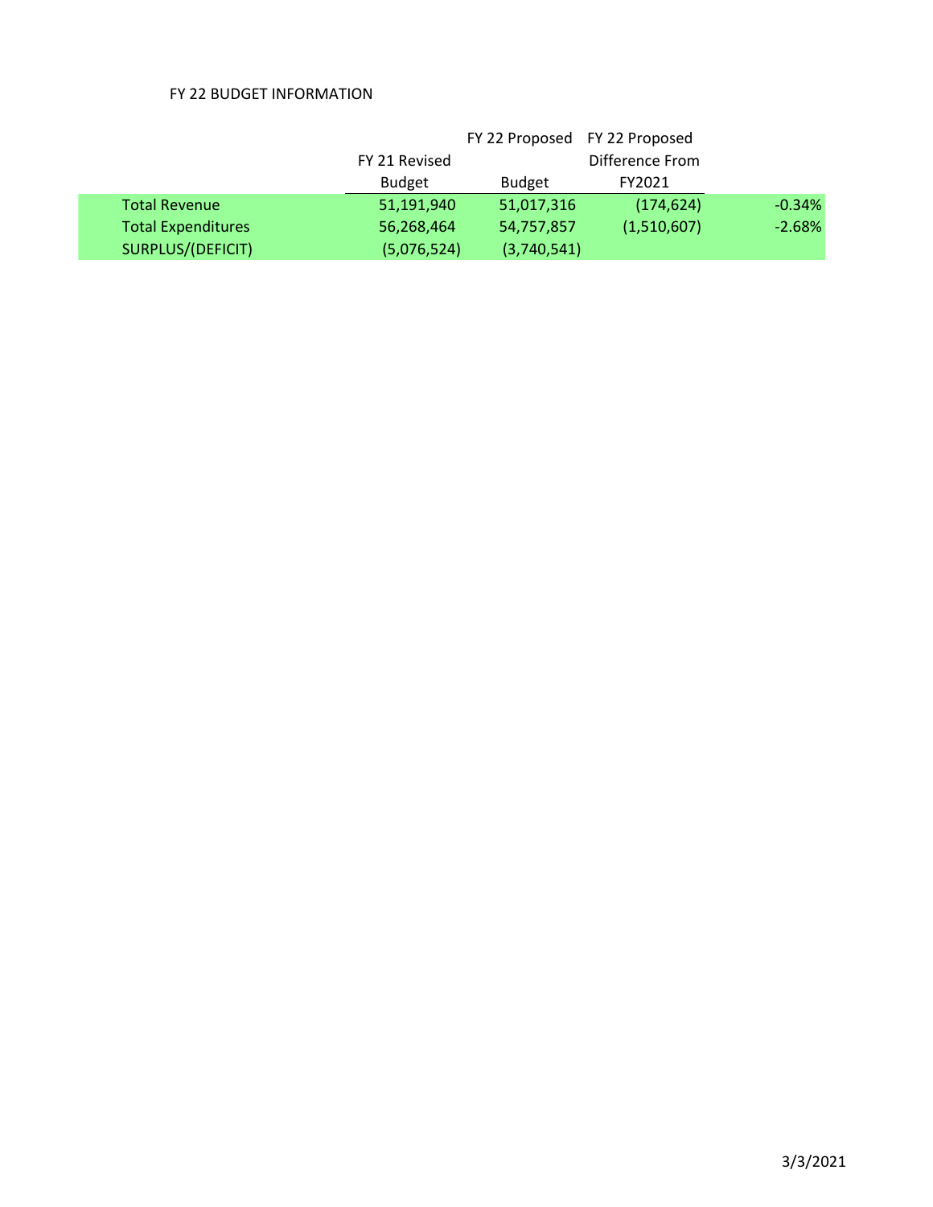FY 22 BUDGET INFORMATION

| | FY 21 Revised Budget | FY 22 Proposed Budget | FY 22 Proposed Difference From FY2021 | |
|---|---|---|---|---|
| Total Revenue | 51,191,940 | 51,017,316 | (174,624) | -0.34% |
| Total Expenditures | 56,268,464 | 54,757,857 | (1,510,607) | -2.68% |
| SURPLUS/(DEFICIT) | (5,076,524) | (3,740,541) | | |

3/3/2021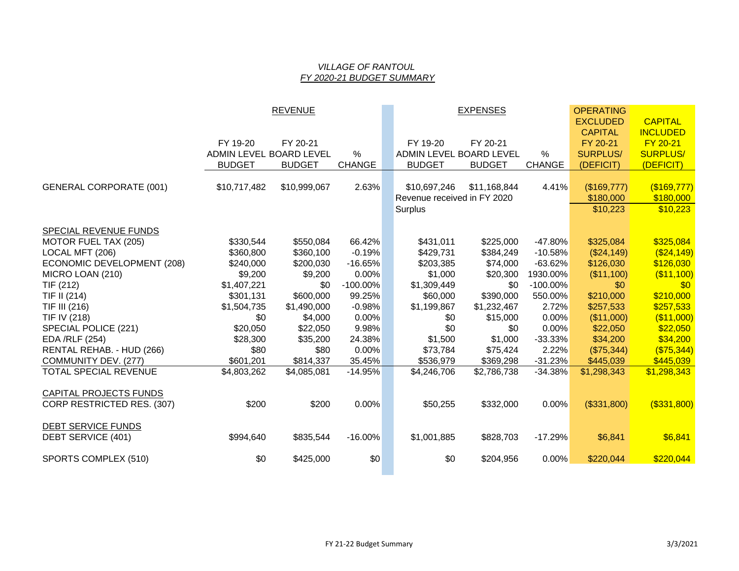*VILLAGE OF RANTOUL*

*FY 2020-21 BUDGET SUMMARY*

| | REVENUE | | | EXPENSES | | | OPERATING EXCLUDED CAPITAL | CAPITAL INCLUDED |
|---|---|---|---|---|---|---|---|---|
| | FY 19-20 ADMIN LEVEL BUDGET | FY 20-21 BOARD LEVEL BUDGET | % CHANGE | FY 19-20 ADMIN LEVEL BUDGET | FY 20-21 BOARD LEVEL BUDGET | % CHANGE | FY 20-21 SURPLUS/ (DEFICIT) | FY 20-21 SURPLUS/ (DEFICIT) |
| GENERAL CORPORATE (001) | $10,717,482 | $10,999,067 | 2.63% | $10,697,246 | $11,168,844 | 4.41% | ($169,777) | ($169,777) |
| | | | | Revenue received in FY 2020 | | | $180,000 | $180,000 |
| | | | | Surplus | | | $10,223 | $10,223 |
| SPECIAL REVENUE FUNDS | | | | | | | | |
| MOTOR FUEL TAX (205) | $330,544 | $550,084 | 66.42% | $431,011 | $225,000 | -47.80% | $325,084 | $325,084 |
| LOCAL MFT (206) | $360,800 | $360,100 | -0.19% | $429,731 | $384,249 | -10.58% | ($24,149) | ($24,149) |
| ECONOMIC DEVELOPMENT (208) | $240,000 | $200,030 | -16.65% | $203,385 | $74,000 | -63.62% | $126,030 | $126,030 |
| MICRO LOAN (210) | $9,200 | $9,200 | 0.00% | $1,000 | $20,300 | 1930.00% | ($11,100) | ($11,100) |
| TIF (212) | $1,407,221 | $0 | -100.00% | $1,309,449 | $0 | -100.00% | $0 | $0 |
| TIF II (214) | $301,131 | $600,000 | 99.25% | $60,000 | $390,000 | 550.00% | $210,000 | $210,000 |
| TIF III (216) | $1,504,735 | $1,490,000 | -0.98% | $1,199,867 | $1,232,467 | 2.72% | $257,533 | $257,533 |
| TIF IV (218) | $0 | $4,000 | 0.00% | $0 | $15,000 | 0.00% | ($11,000) | ($11,000) |
| SPECIAL POLICE (221) | $20,050 | $22,050 | 9.98% | $0 | $0 | 0.00% | $22,050 | $22,050 |
| EDA /RLF (254) | $28,300 | $35,200 | 24.38% | $1,500 | $1,000 | -33.33% | $34,200 | $34,200 |
| RENTAL REHAB. - HUD (266) | $80 | $80 | 0.00% | $73,784 | $75,424 | 2.22% | ($75,344) | ($75,344) |
| COMMUNITY DEV. (277) | $601,201 | $814,337 | 35.45% | $536,979 | $369,298 | -31.23% | $445,039 | $445,039 |
| TOTAL SPECIAL REVENUE | $4,803,262 | $4,085,081 | -14.95% | $4,246,706 | $2,786,738 | -34.38% | $1,298,343 | $1,298,343 |
| CAPITAL PROJECTS FUNDS | | | | | | | | |
| CORP RESTRICTED RES. (307) | $200 | $200 | 0.00% | $50,255 | $332,000 | 0.00% | ($331,800) | ($331,800) |
| DEBT SERVICE FUNDS | | | | | | | | |
| DEBT SERVICE (401) | $994,640 | $835,544 | -16.00% | $1,001,885 | $828,703 | -17.29% | $6,841 | $6,841 |
| SPORTS COMPLEX (510) | $0 | $425,000 | $0 | $0 | $204,956 | 0.00% | $220,044 | $220,044 |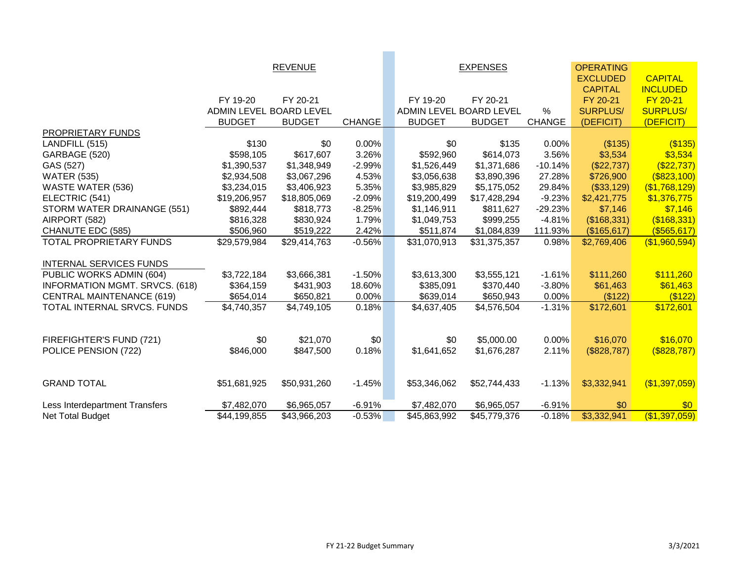| | REVENUE | | | EXPENSES | | | OPERATING EXCLUDED CAPITAL | CAPITAL INCLUDED |
|---|---|---|---|---|---|---|---|---|
| | FY 19-20 ADMIN LEVEL BUDGET | FY 20-21 BOARD LEVEL BUDGET | CHANGE | FY 19-20 ADMIN LEVEL BUDGET | FY 20-21 BOARD LEVEL BUDGET | % CHANGE | FY 20-21 SURPLUS/ (DEFICIT) | FY 20-21 SURPLUS/ (DEFICIT) |
| PROPRIETARY FUNDS | | | | | | | | |
| LANDFILL (515) | $130 | $0 | 0.00% | $0 | $135 | 0.00% | ($135) | ($135) |
| GARBAGE (520) | $598,105 | $617,607 | 3.26% | $592,960 | $614,073 | 3.56% | $3,534 | $3,534 |
| GAS (527) | $1,390,537 | $1,348,949 | -2.99% | $1,526,449 | $1,371,686 | -10.14% | ($22,737) | ($22,737) |
| WATER (535) | $2,934,508 | $3,067,296 | 4.53% | $3,056,638 | $3,890,396 | 27.28% | $726,900 | ($823,100) |
| WASTE WATER (536) | $3,234,015 | $3,406,923 | 5.35% | $3,985,829 | $5,175,052 | 29.84% | ($33,129) | ($1,768,129) |
| ELECTRIC (541) | $19,206,957 | $18,805,069 | -2.09% | $19,200,499 | $17,428,294 | -9.23% | $2,421,775 | $1,376,775 |
| STORM WATER DRAINANGE (551) | $892,444 | $818,773 | -8.25% | $1,146,911 | $811,627 | -29.23% | $7,146 | $7,146 |
| AIRPORT (582) | $816,328 | $830,924 | 1.79% | $1,049,753 | $999,255 | -4.81% | ($168,331) | ($168,331) |
| CHANUTE EDC (585) | $506,960 | $519,222 | 2.42% | $511,874 | $1,084,839 | 111.93% | ($165,617) | ($565,617) |
| TOTAL PROPRIETARY FUNDS | $29,579,984 | $29,414,763 | -0.56% | $31,070,913 | $31,375,357 | 0.98% | $2,769,406 | ($1,960,594) |
| INTERNAL SERVICES FUNDS | | | | | | | | |
| PUBLIC WORKS ADMIN (604) | $3,722,184 | $3,666,381 | -1.50% | $3,613,300 | $3,555,121 | -1.61% | $111,260 | $111,260 |
| INFORMATION MGMT. SRVCS. (618) | $364,159 | $431,903 | 18.60% | $385,091 | $370,440 | -3.80% | $61,463 | $61,463 |
| CENTRAL MAINTENANCE (619) | $654,014 | $650,821 | 0.00% | $639,014 | $650,943 | 0.00% | ($122) | ($122) |
| TOTAL INTERNAL SRVCS. FUNDS | $4,740,357 | $4,749,105 | 0.18% | $4,637,405 | $4,576,504 | -1.31% | $172,601 | $172,601 |
| FIREFIGHTER'S FUND (721) | $0 | $21,070 | $0 | $0 | $5,000.00 | 0.00% | $16,070 | $16,070 |
| POLICE PENSION (722) | $846,000 | $847,500 | 0.18% | $1,641,652 | $1,676,287 | 2.11% | ($828,787) | ($828,787) |
| GRAND TOTAL | $51,681,925 | $50,931,260 | -1.45% | $53,346,062 | $52,744,433 | -1.13% | $3,332,941 | ($1,397,059) |
| Less Interdepartment Transfers | $7,482,070 | $6,965,057 | -6.91% | $7,482,070 | $6,965,057 | -6.91% | $0 | $0 |
| Net Total Budget | $44,199,855 | $43,966,203 | -0.53% | $45,863,992 | $45,779,376 | -0.18% | $3,332,941 | ($1,397,059) |

FY 21-22 Budget Summary

3/3/2021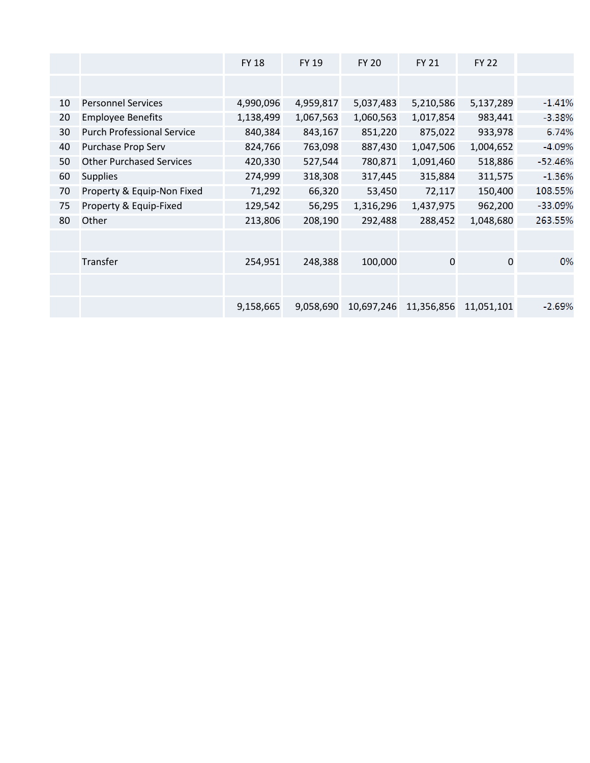| | | FY 18 | FY 19 | FY 20 | FY 21 | FY 22 | |
|---|---|---|---|---|---|---|---|
| | | | | | | | |
| 10 | Personnel Services | 4,990,096 | 4,959,817 | 5,037,483 | 5,210,586 | 5,137,289 | -1.41% |
| 20 | Employee Benefits | 1,138,499 | 1,067,563 | 1,060,563 | 1,017,854 | 983,441 | -3.38% |
| 30 | Purch Professional Service | 840,384 | 843,167 | 851,220 | 875,022 | 933,978 | 6.74% |
| 40 | Purchase Prop Serv | 824,766 | 763,098 | 887,430 | 1,047,506 | 1,004,652 | -4.09% |
| 50 | Other Purchased Services | 420,330 | 527,544 | 780,871 | 1,091,460 | 518,886 | -52.46% |
| 60 | Supplies | 274,999 | 318,308 | 317,445 | 315,884 | 311,575 | -1.36% |
| 70 | Property & Equip-Non Fixed | 71,292 | 66,320 | 53,450 | 72,117 | 150,400 | 108.55% |
| 75 | Property & Equip-Fixed | 129,542 | 56,295 | 1,316,296 | 1,437,975 | 962,200 | -33.09% |
| 80 | Other | 213,806 | 208,190 | 292,488 | 288,452 | 1,048,680 | 263.55% |
| | | | | | | | |
| | Transfer | 254,951 | 248,388 | 100,000 | 0 | 0 | 0% |
| | | | | | | | |
| | | 9,158,665 | 9,058,690 | 10,697,246 | 11,356,856 | 11,051,101 | -2.69% |